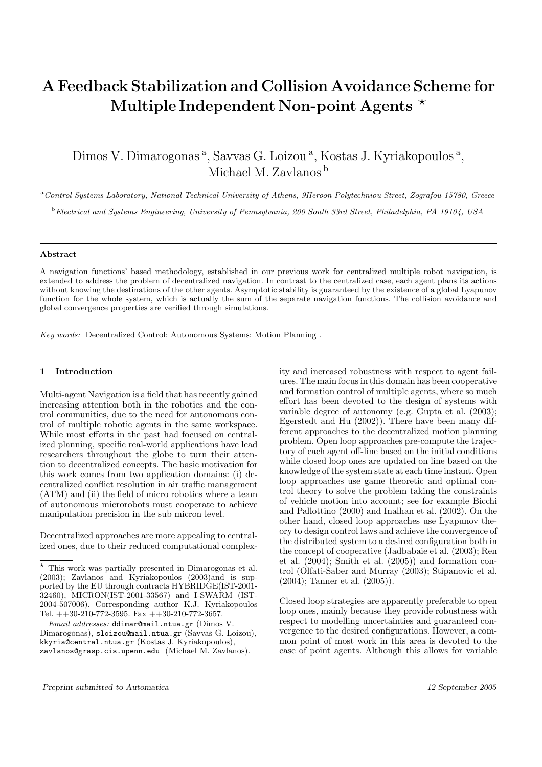# A Feedback Stabilization and Collision Avoidance Scheme for Multiple Independent Non-point Agents ⋆

Dimos V. Dimarogonas [a], Savvas G. Loizou [a], Kostas J. Kyriakopoulos [a], Michael M. Zavlanos [b]

[a] *Control Systems Laboratory, National Technical University of Athens, 9Heroon Polytechniou Street, Zografou 15780, Greece*

[b] *Electrical and Systems Engineering, University of Pennsylvania, 200 South 33rd Street, Philadelphia, PA 19104, USA*

---

**Abstract**

A navigation functions' based methodology, established in our previous work for centralized multiple robot navigation, is extended to address the problem of decentralized navigation. In contrast to the centralized case, each agent plans its actions without knowing the destinations of the other agents. Asymptotic stability is guaranteed by the existence of a global Lyapunov function for the whole system, which is actually the sum of the separate navigation functions. The collision avoidance and global convergence properties are verified through simulations.

*Key words:* Decentralized Control; Autonomous Systems; Motion Planning .

---

## 1 Introduction

Multi-agent Navigation is a field that has recently gained increasing attention both in the robotics and the control communities, due to the need for autonomous control of multiple robotic agents in the same workspace. While most efforts in the past had focused on centralized planning, specific real-world applications have lead researchers throughout the globe to turn their attention to decentralized concepts. The basic motivation for this work comes from two application domains: (i) decentralized conflict resolution in air traffic management (ATM) and (ii) the field of micro robotics where a team of autonomous microrobots must cooperate to achieve manipulation precision in the sub micron level.

Decentralized approaches are more appealing to centralized ones, due to their reduced computational complexity and increased robustness with respect to agent failures. The main focus in this domain has been cooperative and formation control of multiple agents, where so much effort has been devoted to the design of systems with variable degree of autonomy (e.g. Gupta et al. (2003); Egerstedt and Hu (2002)). There have been many different approaches to the decentralized motion planning problem. Open loop approaches pre-compute the trajectory of each agent off-line based on the initial conditions while closed loop ones are updated on line based on the knowledge of the system state at each time instant. Open loop approaches use game theoretic and optimal control theory to solve the problem taking the constraints of vehicle motion into account; see for example Bicchi and Pallottino (2000) and Inalhan et al. (2002). On the other hand, closed loop approaches use Lyapunov theory to design control laws and achieve the convergence of the distributed system to a desired configuration both in the concept of cooperative (Jadbabaie et al. (2003); Ren et al. (2004); Smith et al. (2005)) and formation control (Olfati-Saber and Murray (2003); Stipanovic et al. (2004); Tanner et al. (2005)).

Closed loop strategies are apparently preferable to open loop ones, mainly because they provide robustness with respect to modelling uncertainties and guaranteed convergence to the desired configurations. However, a common point of most work in this area is devoted to the case of point agents. Although this allows for variable

---

⋆ This work was partially presented in Dimarogonas et al. (2003); Zavlanos and Kyriakopoulos (2003)and is supported by the EU through contracts HYBRIDGE(IST-2001-32460), MICRON(IST-2001-33567) and I-SWARM (IST-2004-507006). Corresponding author K.J. Kyriakopoulos Tel. ++30-210-772-3595. Fax ++30-210-772-3657.

*Email addresses:* ddimar@mail.ntua.gr (Dimos V. Dimarogonas), sloizou@mail.ntua.gr (Savvas G. Loizou), kkyria@central.ntua.gr (Kostas J. Kyriakopoulos), zavlanos@grasp.cis.upenn.edu (Michael M. Zavlanos).

*Preprint submitted to Automatica* *12 September 2005*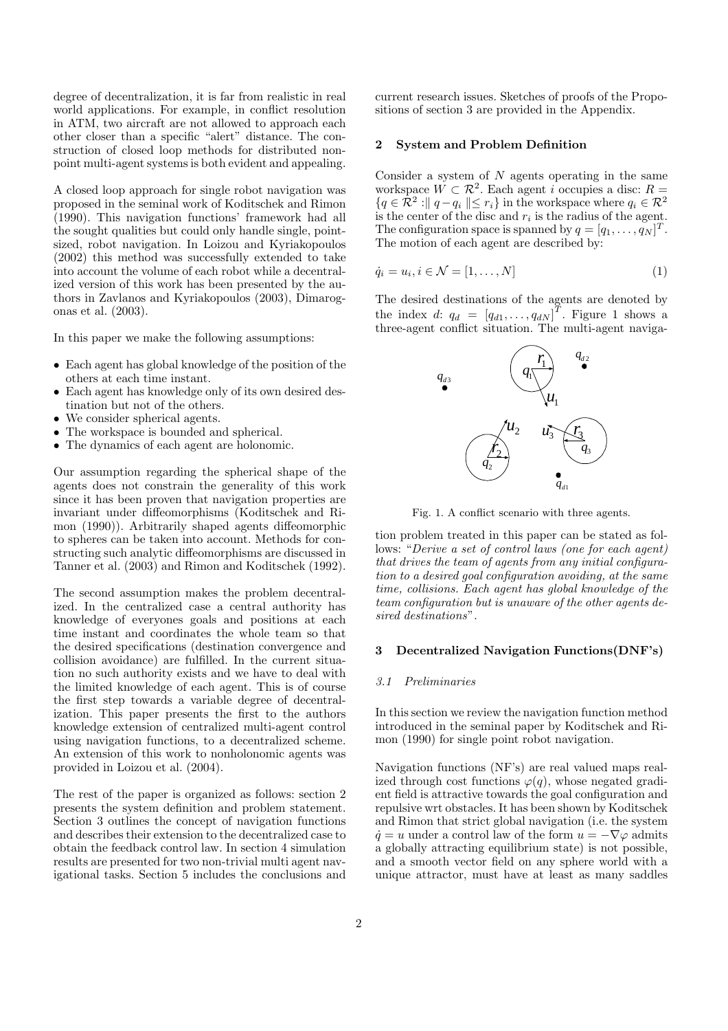degree of decentralization, it is far from realistic in real world applications. For example, in conflict resolution in ATM, two aircraft are not allowed to approach each other closer than a specific "alert" distance. The construction of closed loop methods for distributed non-point multi-agent systems is both evident and appealing.

A closed loop approach for single robot navigation was proposed in the seminal work of Koditschek and Rimon (1990). This navigation functions' framework had all the sought qualities but could only handle single, point-sized, robot navigation. In Loizou and Kyriakopoulos (2002) this method was successfully extended to take into account the volume of each robot while a decentralized version of this work has been presented by the authors in Zavlanos and Kyriakopoulos (2003), Dimarogonas et al. (2003).

In this paper we make the following assumptions:

- Each agent has global knowledge of the position of the others at each time instant.
- Each agent has knowledge only of its own desired destination but not of the others.
- We consider spherical agents.
- The workspace is bounded and spherical.
- The dynamics of each agent are holonomic.

Our assumption regarding the spherical shape of the agents does not constrain the generality of this work since it has been proven that navigation properties are invariant under diffeomorphisms (Koditschek and Rimon (1990)). Arbitrarily shaped agents diffeomorphic to spheres can be taken into account. Methods for constructing such analytic diffeomorphisms are discussed in Tanner et al. (2003) and Rimon and Koditschek (1992).

The second assumption makes the problem decentralized. In the centralized case a central authority has knowledge of everyones goals and positions at each time instant and coordinates the whole team so that the desired specifications (destination convergence and collision avoidance) are fulfilled. In the current situation no such authority exists and we have to deal with the limited knowledge of each agent. This is of course the first step towards a variable degree of decentralization. This paper presents the first to the authors knowledge extension of centralized multi-agent control using navigation functions, to a decentralized scheme. An extension of this work to nonholonomic agents was provided in Loizou et al. (2004).

The rest of the paper is organized as follows: section 2 presents the system definition and problem statement. Section 3 outlines the concept of navigation functions and describes their extension to the decentralized case to obtain the feedback control law. In section 4 simulation results are presented for two non-trivial multi agent navigational tasks. Section 5 includes the conclusions and current research issues. Sketches of proofs of the Propositions of section 3 are provided in the Appendix.

## 2 System and Problem Definition

Consider a system of $N$ agents operating in the same workspace $W \subset \mathcal{R}^2$. Each agent $i$ occupies a disc: $R = \{q \in \mathcal{R}^2 : \| q - q_i \| \leq r_i\}$ in the workspace where $q_i \in \mathcal{R}^2$ is the center of the disc and $r_i$ is the radius of the agent. The configuration space is spanned by $q = [q_1, \ldots, q_N]^T$. The motion of each agent are described by:

$$\dot{q}_i = u_i, i \in \mathcal{N} = [1, \ldots, N] \tag{1}$$

The desired destinations of the agents are denoted by the index $d$: $q_d = [q_{d1}, \ldots, q_{dN}]^T$. Figure 1 shows a three-agent conflict situation. The multi-agent navigation problem treated in this paper can be stated as follows: "*Derive a set of control laws (one for each agent) that drives the team of agents from any initial configuration to a desired goal configuration avoiding, at the same time, collisions. Each agent has global knowledge of the team configuration but is unaware of the other agents desired destinations*".

Fig. 1. A conflict scenario with three agents.

## 3 Decentralized Navigation Functions(DNF's)

### 3.1 Preliminaries

In this section we review the navigation function method introduced in the seminal paper by Koditschek and Rimon (1990) for single point robot navigation.

Navigation functions (NF's) are real valued maps realized through cost functions $\varphi(q)$, whose negated gradient field is attractive towards the goal configuration and repulsive wrt obstacles. It has been shown by Koditschek and Rimon that strict global navigation (i.e. the system $\dot{q} = u$ under a control law of the form $u = -\nabla\varphi$ admits a globally attracting equilibrium state) is not possible, and a smooth vector field on any sphere world with a unique attractor, must have at least as many saddles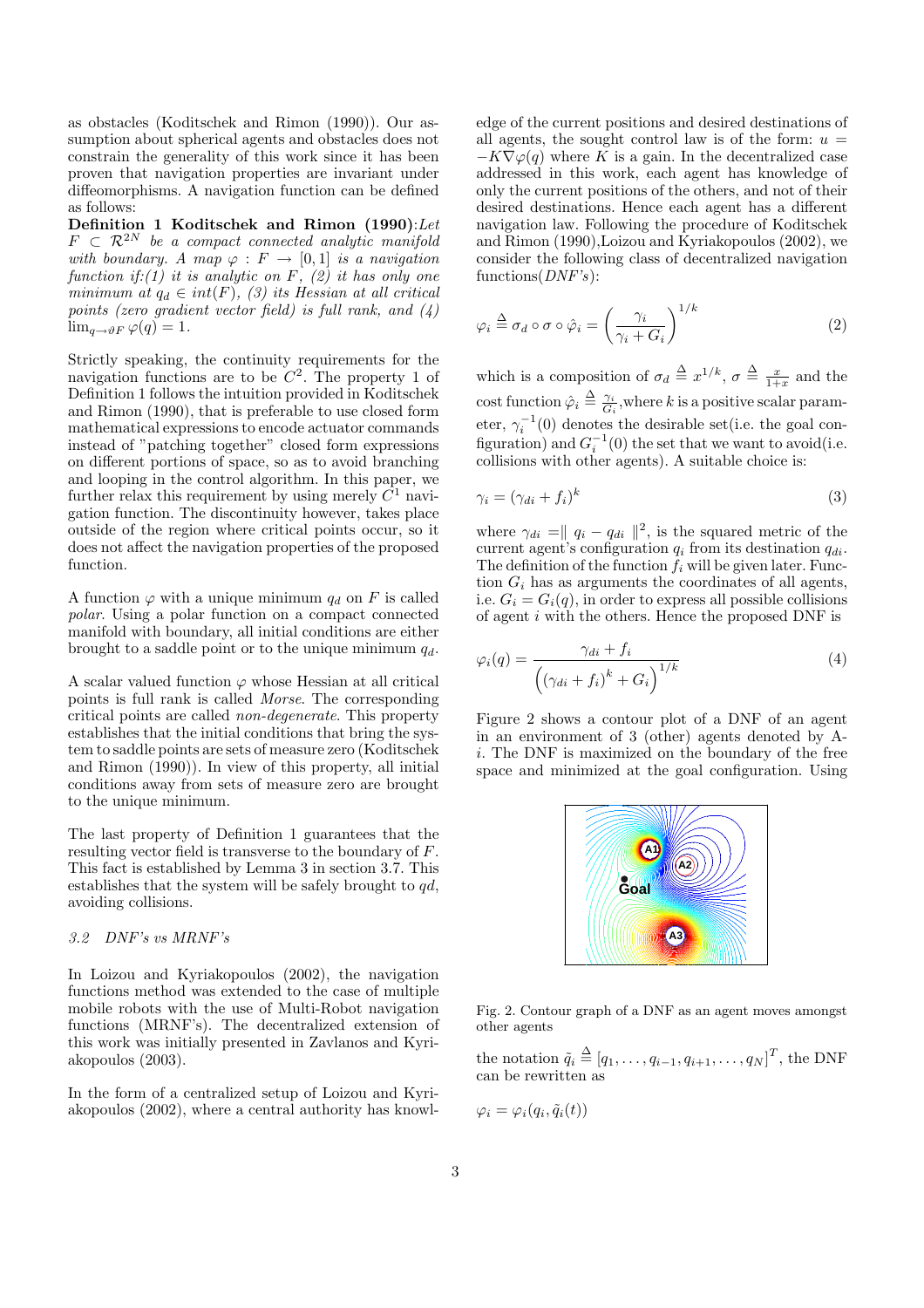as obstacles (Koditschek and Rimon (1990)). Our assumption about spherical agents and obstacles does not constrain the generality of this work since it has been proven that navigation properties are invariant under diffeomorphisms. A navigation function can be defined as follows:

**Definition 1 Koditschek and Rimon (1990)**:*Let $F \subset \mathcal{R}^{2N}$ be a compact connected analytic manifold with boundary. A map $\varphi : F \rightarrow [0,1]$ is a navigation function if:(1) it is analytic on $F$, (2) it has only one minimum at $q_d \in int(F)$, (3) its Hessian at all critical points (zero gradient vector field) is full rank, and (4) $\lim_{q \to \vartheta F} \varphi(q) = 1$.*

Strictly speaking, the continuity requirements for the navigation functions are to be $C^2$. The property 1 of Definition 1 follows the intuition provided in Koditschek and Rimon (1990), that is preferable to use closed form mathematical expressions to encode actuator commands instead of "patching together" closed form expressions on different portions of space, so as to avoid branching and looping in the control algorithm. In this paper, we further relax this requirement by using merely $C^1$ navigation function. The discontinuity however, takes place outside of the region where critical points occur, so it does not affect the navigation properties of the proposed function.

A function $\varphi$ with a unique minimum $q_d$ on $F$ is called *polar*. Using a polar function on a compact connected manifold with boundary, all initial conditions are either brought to a saddle point or to the unique minimum $q_d$.

A scalar valued function $\varphi$ whose Hessian at all critical points is full rank is called *Morse*. The corresponding critical points are called *non-degenerate*. This property establishes that the initial conditions that bring the system to saddle points are sets of measure zero (Koditschek and Rimon (1990)). In view of this property, all initial conditions away from sets of measure zero are brought to the unique minimum.

The last property of Definition 1 guarantees that the resulting vector field is transverse to the boundary of $F$. This fact is established by Lemma 3 in section 3.7. This establishes that the system will be safely brought to $qd$, avoiding collisions.

### *3.2 DNF's vs MRNF's*

In Loizou and Kyriakopoulos (2002), the navigation functions method was extended to the case of multiple mobile robots with the use of Multi-Robot navigation functions (MRNF's). The decentralized extension of this work was initially presented in Zavlanos and Kyriakopoulos (2003).

In the form of a centralized setup of Loizou and Kyriakopoulos (2002), where a central authority has knowledge of the current positions and desired destinations of all agents, the sought control law is of the form: $u = -K\nabla\varphi(q)$ where $K$ is a gain. In the decentralized case addressed in this work, each agent has knowledge of only the current positions of the others, and not of their desired destinations. Hence each agent has a different navigation law. Following the procedure of Koditschek and Rimon (1990),Loizou and Kyriakopoulos (2002), we consider the following class of decentralized navigation functions(*DNF's*):

$$\varphi_i \triangleq \sigma_d \circ \sigma \circ \hat{\varphi}_i = \left( \frac{\gamma_i}{\gamma_i + G_i} \right)^{1/k} \tag{2}$$

which is a composition of $\sigma_d \triangleq x^{1/k}$, $\sigma \triangleq \frac{x}{1+x}$ and the cost function $\hat{\varphi}_i \triangleq \frac{\gamma_i}{G_i}$,where $k$ is a positive scalar parameter, $\gamma_i^{-1}(0)$ denotes the desirable set(i.e. the goal configuration) and $G_i^{-1}(0)$ the set that we want to avoid(i.e. collisions with other agents). A suitable choice is:

$$\gamma_i = (\gamma_{di} + f_i)^k \tag{3}$$

where $\gamma_{di} = \parallel q_i - q_{di} \parallel^2$, is the squared metric of the current agent's configuration $q_i$ from its destination $q_{di}$. The definition of the function $f_i$ will be given later. Function $G_i$ has as arguments the coordinates of all agents, i.e. $G_i = G_i(q)$, in order to express all possible collisions of agent $i$ with the others. Hence the proposed DNF is

$$\varphi_i(q) = \frac{\gamma_{di} + f_i}{\left( (\gamma_{di} + f_i)^k + G_i \right)^{1/k}} \tag{4}$$

Figure 2 shows a contour plot of a DNF of an agent in an environment of 3 (other) agents denoted by A-$i$. The DNF is maximized on the boundary of the free space and minimized at the goal configuration. Using

Fig. 2. Contour graph of a DNF as an agent moves amongst other agents

the notation $\tilde{q}_i \triangleq [q_1, \ldots, q_{i-1}, q_{i+1}, \ldots, q_N]^T$, the DNF can be rewritten as

$$\varphi_i = \varphi_i(q_i, \tilde{q}_i(t))$$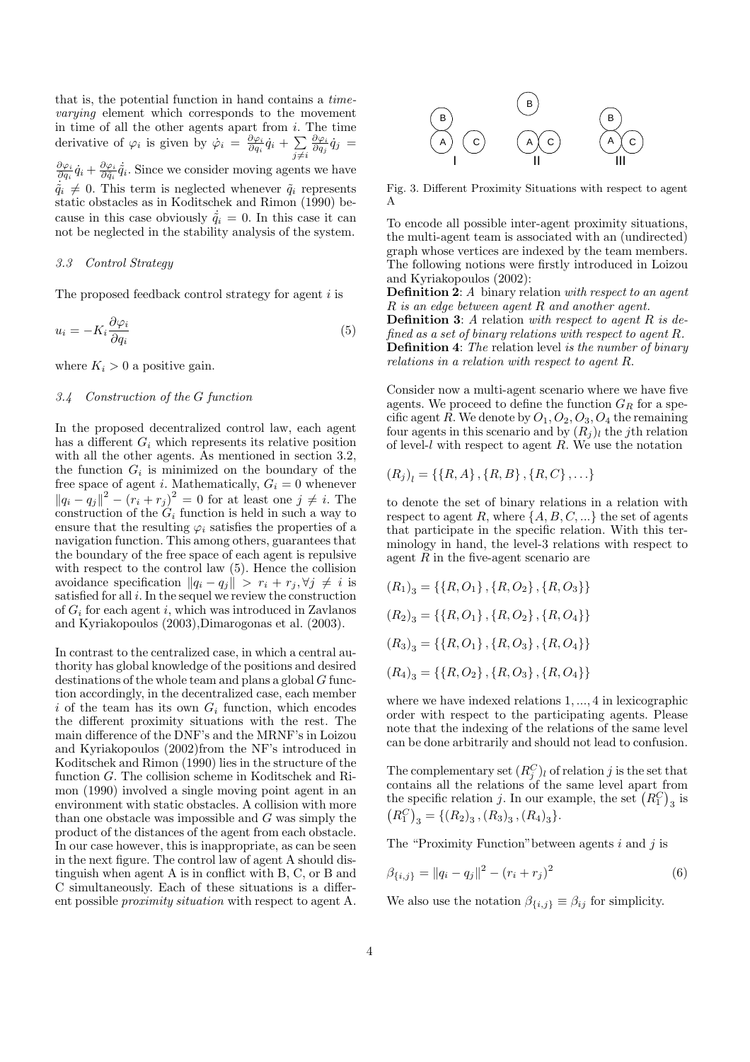that is, the potential function in hand contains a *time-varying* element which corresponds to the movement in time of all the other agents apart from $i$. The time derivative of $\varphi_i$ is given by $\dot{\varphi}_i = \frac{\partial \varphi_i}{\partial q_i}\dot{q}_i + \sum\limits_{j \neq i} \frac{\partial \varphi_i}{\partial q_j}\dot{q}_j = \frac{\partial \varphi_i}{\partial q_i}\dot{q}_i + \frac{\partial \varphi_i}{\partial \tilde{q}_i}\dot{\tilde{q}}_i$. Since we consider moving agents we have $\dot{\tilde{q}}_i \neq 0$. This term is neglected whenever $\tilde{q}_i$ represents static obstacles as in Koditschek and Rimon (1990) because in this case obviously $\dot{\tilde{q}}_i = 0$. In this case it can not be neglected in the stability analysis of the system.

### 3.3 Control Strategy

The proposed feedback control strategy for agent $i$ is

$$u_i = -K_i \frac{\partial \varphi_i}{\partial q_i} \tag{5}$$

where $K_i > 0$ a positive gain.

### 3.4 Construction of the G function

In the proposed decentralized control law, each agent has a different $G_i$ which represents its relative position with all the other agents. As mentioned in section 3.2, the function $G_i$ is minimized on the boundary of the free space of agent $i$. Mathematically, $G_i = 0$ whenever $\|q_i - q_j\|^2 - (r_i + r_j)^2 = 0$ for at least one $j \neq i$. The construction of the $G_i$ function is held in such a way to ensure that the resulting $\varphi_i$ satisfies the properties of a navigation function. This among others, guarantees that the boundary of the free space of each agent is repulsive with respect to the control law (5). Hence the collision avoidance specification $\|q_i - q_j\| > r_i + r_j, \forall j \neq i$ is satisfied for all $i$. In the sequel we review the construction of $G_i$ for each agent $i$, which was introduced in Zavlanos and Kyriakopoulos (2003),Dimarogonas et al. (2003).

In contrast to the centralized case, in which a central authority has global knowledge of the positions and desired destinations of the whole team and plans a global $G$ function accordingly, in the decentralized case, each member $i$ of the team has its own $G_i$ function, which encodes the different proximity situations with the rest. The main difference of the DNF's and the MRNF's in Loizou and Kyriakopoulos (2002)from the NF's introduced in Koditschek and Rimon (1990) lies in the structure of the function $G$. The collision scheme in Koditschek and Rimon (1990) involved a single moving point agent in an environment with static obstacles. A collision with more than one obstacle was impossible and $G$ was simply the product of the distances of the agent from each obstacle. In our case however, this is inappropriate, as can be seen in the next figure. The control law of agent A should distinguish when agent A is in conflict with B, C, or B and C simultaneously. Each of these situations is a different possible *proximity situation* with respect to agent A.

Fig. 3. Different Proximity Situations with respect to agent A

To encode all possible inter-agent proximity situations, the multi-agent team is associated with an (undirected) graph whose vertices are indexed by the team members. The following notions were firstly introduced in Loizou and Kyriakopoulos (2002):

**Definition 2**: *A* binary relation *with respect to an agent $R$ is an edge between agent $R$ and another agent.*

**Definition 3**: *A* relation *with respect to agent $R$ is defined as a set of binary relations with respect to agent $R$.*

**Definition 4**: *The* relation level *is the number of binary relations in a relation with respect to agent $R$.*

Consider now a multi-agent scenario where we have five agents. We proceed to define the function $G_R$ for a specific agent $R$. We denote by $O_1, O_2, O_3, O_4$ the remaining four agents in this scenario and by $(R_j)_l$ the $j$th relation of level-$l$ with respect to agent $R$. We use the notation

$$(R_j)_l = \{\{R, A\}, \{R, B\}, \{R, C\}, \ldots\}$$

to denote the set of binary relations in a relation with respect to agent $R$, where $\{A, B, C, \ldots\}$ the set of agents that participate in the specific relation. With this terminology in hand, the level-3 relations with respect to agent $R$ in the five-agent scenario are

$$(R_1)_3 = \{\{R, O_1\}, \{R, O_2\}, \{R, O_3\}\}$$

$$(R_2)_3 = \{\{R, O_1\}, \{R, O_2\}, \{R, O_4\}\}$$

$$(R_3)_3 = \{\{R, O_1\}, \{R, O_3\}, \{R, O_4\}\}$$

$$(R_4)_3 = \{\{R, O_2\}, \{R, O_3\}, \{R, O_4\}\}$$

where we have indexed relations $1, \ldots, 4$ in lexicographic order with respect to the participating agents. Please note that the indexing of the relations of the same level can be done arbitrarily and should not lead to confusion.

The complementary set $(R_j^C)_l$ of relation $j$ is the set that contains all the relations of the same level apart from the specific relation $j$. In our example, the set $(R_1^C)_3$ is $(R_1^C)_3 = \{(R_2)_3, (R_3)_3, (R_4)_3\}$.

The "Proximity Function" between agents $i$ and $j$ is

$$\beta_{\{i,j\}} = \|q_i - q_j\|^2 - (r_i + r_j)^2 \tag{6}$$

We also use the notation $\beta_{\{i,j\}} \equiv \beta_{ij}$ for simplicity.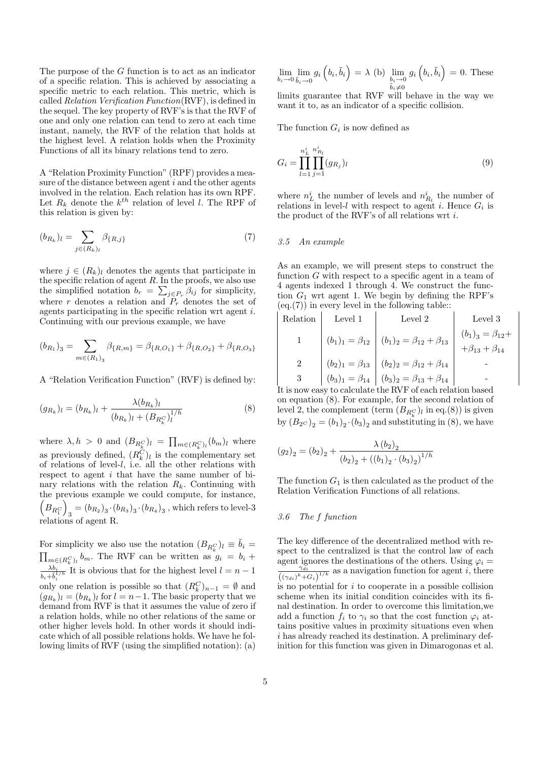The purpose of the $G$ function is to act as an indicator of a specific relation. This is achieved by associating a specific metric to each relation. This metric, which is called *Relation Verification Function*(RVF), is defined in the sequel. The key property of RVF's is that the RVF of one and only one relation can tend to zero at each time instant, namely, the RVF of the relation that holds at the highest level. A relation holds when the Proximity Functions of all its binary relations tend to zero.

A "Relation Proximity Function" (RPF) provides a measure of the distance between agent $i$ and the other agents involved in the relation. Each relation has its own RPF. Let $R_k$ denote the $k^{th}$ relation of level $l$. The RPF of this relation is given by:

$$(b_{R_k})_l = \sum_{j \in (R_k)_l} \beta_{\{R,j\}} \tag{7}$$

where $j \in (R_k)_l$ denotes the agents that participate in the specific relation of agent $R$. In the proofs, we also use the simplified notation $b_r = \sum_{j \in P_r} \beta_{ij}$ for simplicity, where $r$ denotes a relation and $P_r$ denotes the set of agents participating in the specific relation wrt agent $i$. Continuing with our previous example, we have

$$(b_{R_1})_3 = \sum_{m \in (R_1)_3} \beta_{\{R,m\}} = \beta_{\{R,O_1\}} + \beta_{\{R,O_2\}} + \beta_{\{R,O_3\}}$$

A "Relation Verification Function" (RVF) is defined by:

$$(g_{R_k})_l = (b_{R_k})_l + \frac{\lambda (b_{R_k})_l}{(b_{R_k})_l + (B_{R_k^C})_l^{1/h}} \tag{8}$$

where $\lambda, h > 0$ and $(B_{R_k^C})_l = \prod_{m \in (R_k^C)_l} (b_m)_l$ where as previously defined, $(R_k^C)_l$ is the complementary set of relations of level-$l$, i.e. all the other relations with respect to agent $i$ that have the same number of binary relations with the relation $R_k$. Continuing with the previous example we could compute, for instance, $\left(B_{R_1^C}\right)_3 = (b_{R_2})_3 \cdot (b_{R_3})_3 \cdot (b_{R_4})_3$ , which refers to level-3 relations of agent R.

For simplicity we also use the notation $(B_{R_k^C})_l \equiv \tilde{b}_i = \prod_{m \in (R_k^C)_l} b_m$. The RVF can be written as $g_i = b_i + \frac{\lambda b_i}{b_i + \tilde{b}_i^{1/h}}$ It is obvious that for the highest level $l = n-1$ only one relation is possible so that $(R_k^C)_{n-1} = \emptyset$ and $(g_{R_k})_l = (b_{R_k})_l$ for $l = n-1$. The basic property that we demand from RVF is that it assumes the value of zero if a relation holds, while no other relations of the same or other higher levels hold. In other words it should indicate which of all possible relations holds. We have he following limits of RVF (using the simplified notation): (a) $\lim\limits_{b_i \to 0} \lim\limits_{\tilde{b}_i \to 0} g_i\left(b_i, \tilde{b}_i\right) = \lambda$ (b) $\lim\limits_{\substack{b_i \to 0 \\ \tilde{b}_i \neq 0}} g_i\left(b_i, \tilde{b}_i\right) = 0$. These limits guarantee that RVF will behave in the way we want it to, as an indicator of a specific collision.

The function $G_i$ is now defined as

$$G_i = \prod_{l=1}^{n_L^i} \prod_{j=1}^{n_{R_l}^i} (g_{R_j})_l \tag{9}$$

where $n_L^i$ the number of levels and $n_{R_l}^i$ the number of relations in level-$l$ with respect to agent $i$. Hence $G_i$ is the product of the RVF's of all relations wrt $i$.

### 3.5 An example

As an example, we will present steps to construct the function $G$ with respect to a specific agent in a team of 4 agents indexed 1 through 4. We construct the function $G_1$ wrt agent 1. We begin by defining the RPF's (eq.(7)) in every level in the following table::

| Relation | Level 1 | Level 2 | Level 3 |
|---|---|---|---|
| 1 | $(b_1)_1 = \beta_{12}$ | $(b_1)_2 = \beta_{12} + \beta_{13}$ | $(b_1)_3 = \beta_{12} + \beta_{13} + \beta_{14}$ |
| 2 | $(b_2)_1 = \beta_{13}$ | $(b_2)_2 = \beta_{12} + \beta_{14}$ | - |
| 3 | $(b_3)_1 = \beta_{14}$ | $(b_3)_2 = \beta_{13} + \beta_{14}$ | - |

It is now easy to calculate the RVF of each relation based on equation (8). For example, for the second relation of level 2, the complement (term $(B_{R_k^C})_l$ in eq.(8)) is given by $(B_{2^C})_2 = (b_1)_2 \cdot (b_3)_2$ and substituting in (8), we have

$$(g_2)_2 = (b_2)_2 + \frac{\lambda (b_2)_2}{(b_2)_2 + ((b_1)_2 \cdot (b_3)_2)^{1/h}}$$

The function $G_1$ is then calculated as the product of the Relation Verification Functions of all relations.

### 3.6 The f function

The key difference of the decentralized method with respect to the centralized is that the control law of each agent ignores the destinations of the others. Using $\varphi_i = \frac{\gamma_{di}}{\left((\gamma_{di})^k + G_i\right)^{1/k}}$ as a navigation function for agent $i$, there is no potential for $i$ to cooperate in a possible collision scheme when its initial condition coincides with its final destination. In order to overcome this limitation,we add a function $f_i$ to $\gamma_i$ so that the cost function $\varphi_i$ attains positive values in proximity situations even when $i$ has already reached its destination. A preliminary definition for this function was given in Dimarogonas et al.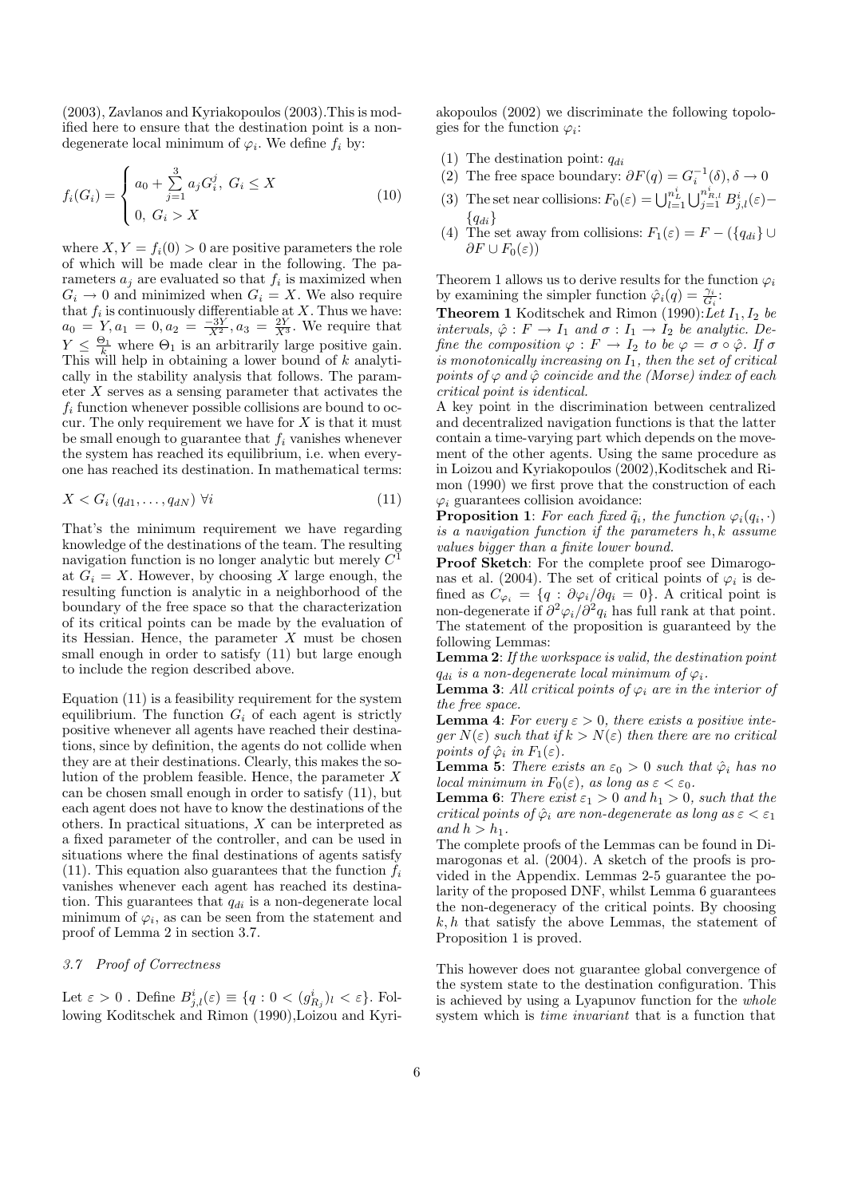(2003), Zavlanos and Kyriakopoulos (2003).This is modified here to ensure that the destination point is a non-degenerate local minimum of $\varphi_i$. We define $f_i$ by:

$$f_i(G_i) = \begin{cases} a_0 + \sum_{j=1}^{3} a_j G_i^j, \ G_i \le X \\ 0, \ G_i > X \end{cases} \tag{10}$$

where $X, Y = f_i(0) > 0$ are positive parameters the role of which will be made clear in the following. The parameters $a_j$ are evaluated so that $f_i$ is maximized when $G_i \to 0$ and minimized when $G_i = X$. We also require that $f_i$ is continuously differentiable at $X$. Thus we have: $a_0 = Y, a_1 = 0, a_2 = \frac{-3Y}{X^2}, a_3 = \frac{2Y}{X^3}$. We require that $Y \le \frac{\Theta_1}{k}$ where $\Theta_1$ is an arbitrarily large positive gain. This will help in obtaining a lower bound of $k$ analytically in the stability analysis that follows. The parameter $X$ serves as a sensing parameter that activates the $f_i$ function whenever possible collisions are bound to occur. The only requirement we have for $X$ is that it must be small enough to guarantee that $f_i$ vanishes whenever the system has reached its equilibrium, i.e. when everyone has reached its destination. In mathematical terms:

$$X < G_i \left(q_{d1}, \ldots, q_{dN}\right) \ \forall i \tag{11}$$

That's the minimum requirement we have regarding knowledge of the destinations of the team. The resulting navigation function is no longer analytic but merely $C^1$ at $G_i = X$. However, by choosing $X$ large enough, the resulting function is analytic in a neighborhood of the boundary of the free space so that the characterization of its critical points can be made by the evaluation of its Hessian. Hence, the parameter $X$ must be chosen small enough in order to satisfy (11) but large enough to include the region described above.

Equation (11) is a feasibility requirement for the system equilibrium. The function $G_i$ of each agent is strictly positive whenever all agents have reached their destinations, since by definition, the agents do not collide when they are at their destinations. Clearly, this makes the solution of the problem feasible. Hence, the parameter $X$ can be chosen small enough in order to satisfy (11), but each agent does not have to know the destinations of the others. In practical situations, $X$ can be interpreted as a fixed parameter of the controller, and can be used in situations where the final destinations of agents satisfy (11). This equation also guarantees that the function $f_i$ vanishes whenever each agent has reached its destination. This guarantees that $q_{di}$ is a non-degenerate local minimum of $\varphi_i$, as can be seen from the statement and proof of Lemma 2 in section 3.7.

### 3.7 Proof of Correctness

Let $\varepsilon > 0$ . Define $B_{j,l}^i(\varepsilon) \equiv \{q : 0 < (g_{R_j}^i)_l < \varepsilon\}$. Following Koditschek and Rimon (1990),Loizou and Kyriakopoulos (2002) we discriminate the following topologies for the function $\varphi_i$:

1. The destination point: $q_{di}$
2. The free space boundary: $\partial F(q) = G_i^{-1}(\delta), \delta \to 0$
3. The set near collisions: $F_0(\varepsilon) = \bigcup_{l=1}^{n_L^i} \bigcup_{j=1}^{n_{R,l}^i} B_{j,l}^i(\varepsilon) - \{q_{di}\}$
4. The set away from collisions: $F_1(\varepsilon) = F - (\{q_{di}\} \cup \partial F \cup F_0(\varepsilon))$

Theorem 1 allows us to derive results for the function $\varphi_i$ by examining the simpler function $\hat{\varphi}_i(q) = \frac{\gamma_i}{G_i}$:

**Theorem 1** Koditschek and Rimon (1990):*Let $I_1, I_2$ be intervals, $\hat{\varphi} : F \to I_1$ and $\sigma : I_1 \to I_2$ be analytic. Define the composition $\varphi : F \to I_2$ to be $\varphi = \sigma \circ \hat{\varphi}$. If $\sigma$ is monotonically increasing on $I_1$, then the set of critical points of $\varphi$ and $\hat{\varphi}$ coincide and the (Morse) index of each critical point is identical.*

A key point in the discrimination between centralized and decentralized navigation functions is that the latter contain a time-varying part which depends on the movement of the other agents. Using the same procedure as in Loizou and Kyriakopoulos (2002),Koditschek and Rimon (1990) we first prove that the construction of each $\varphi_i$ guarantees collision avoidance:

**Proposition 1**: *For each fixed $\tilde{q}_i$, the function $\varphi_i(q_i, \cdot)$ is a navigation function if the parameters $h, k$ assume values bigger than a finite lower bound.*

**Proof Sketch**: For the complete proof see Dimarogonas et al. (2004). The set of critical points of $\varphi_i$ is defined as $C_{\varphi_i} = \{q : \partial\varphi_i/\partial q_i = 0\}$. A critical point is non-degenerate if $\partial^2\varphi_i/\partial^2 q_i$ has full rank at that point. The statement of the proposition is guaranteed by the following Lemmas:

**Lemma 2**: *If the workspace is valid, the destination point $q_{di}$ is a non-degenerate local minimum of $\varphi_i$.*

**Lemma 3**: *All critical points of $\varphi_i$ are in the interior of the free space.*

**Lemma 4**: *For every $\varepsilon > 0$, there exists a positive integer $N(\varepsilon)$ such that if $k > N(\varepsilon)$ then there are no critical points of $\hat{\varphi}_i$ in $F_1(\varepsilon)$.*

**Lemma 5**: *There exists an $\varepsilon_0 > 0$ such that $\hat{\varphi}_i$ has no local minimum in $F_0(\varepsilon)$, as long as $\varepsilon < \varepsilon_0$.*

**Lemma 6**: *There exist $\varepsilon_1 > 0$ and $h_1 > 0$, such that the critical points of $\hat{\varphi}_i$ are non-degenerate as long as $\varepsilon < \varepsilon_1$ and $h > h_1$.*

The complete proofs of the Lemmas can be found in Dimarogonas et al. (2004). A sketch of the proofs is provided in the Appendix. Lemmas 2-5 guarantee the polarity of the proposed DNF, whilst Lemma 6 guarantees the non-degeneracy of the critical points. By choosing $k, h$ that satisfy the above Lemmas, the statement of Proposition 1 is proved.

This however does not guarantee global convergence of the system state to the destination configuration. This is achieved by using a Lyapunov function for the *whole* system which is *time invariant* that is a function that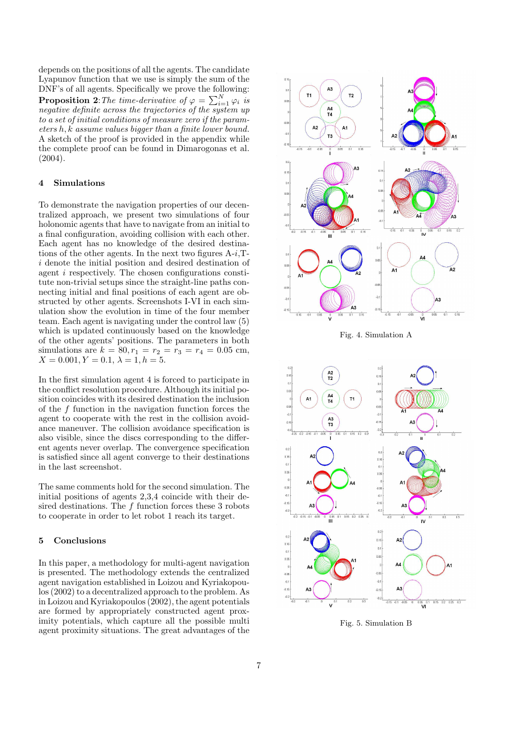depends on the positions of all the agents. The candidate Lyapunov function that we use is simply the sum of the DNF's of all agents. Specifically we prove the following:

**Proposition 2**: *The time-derivative of $\varphi = \sum_{i=1}^{N} \varphi_i$ is negative definite across the trajectories of the system up to a set of initial conditions of measure zero if the parameters $h, k$ assume values bigger than a finite lower bound.*
A sketch of the proof is provided in the appendix while the complete proof can be found in Dimarogonas et al. (2004).

## 4 Simulations

To demonstrate the navigation properties of our decentralized approach, we present two simulations of four holonomic agents that have to navigate from an initial to a final configuration, avoiding collision with each other. Each agent has no knowledge of the desired destinations of the other agents. In the next two figures A-$i$,T-$i$ denote the initial position and desired destination of agent $i$ respectively. The chosen configurations constitute non-trivial setups since the straight-line paths connecting initial and final positions of each agent are obstructed by other agents. Screenshots I-VI in each simulation show the evolution in time of the four member team. Each agent is navigating under the control law (5) which is updated continuously based on the knowledge of the other agents' positions. The parameters in both simulations are $k = 80, r_1 = r_2 = r_3 = r_4 = 0.05$ cm, $X = 0.001, Y = 0.1, \lambda = 1, h = 5$.

In the first simulation agent 4 is forced to participate in the conflict resolution procedure. Although its initial position coincides with its desired destination the inclusion of the $f$ function in the navigation function forces the agent to cooperate with the rest in the collision avoidance maneuver. The collision avoidance specification is also visible, since the discs corresponding to the different agents never overlap. The convergence specification is satisfied since all agent converge to their destinations in the last screenshot.

The same comments hold for the second simulation. The initial positions of agents 2,3,4 coincide with their desired destinations. The $f$ function forces these 3 robots to cooperate in order to let robot 1 reach its target.

## 5 Conclusions

In this paper, a methodology for multi-agent navigation is presented. The methodology extends the centralized agent navigation established in Loizou and Kyriakopoulos (2002) to a decentralized approach to the problem. As in Loizou and Kyriakopoulos (2002), the agent potentials are formed by appropriately constructed agent proximity potentials, which capture all the possible multi agent proximity situations. The great advantages of the

Fig. 4. Simulation A

Fig. 5. Simulation B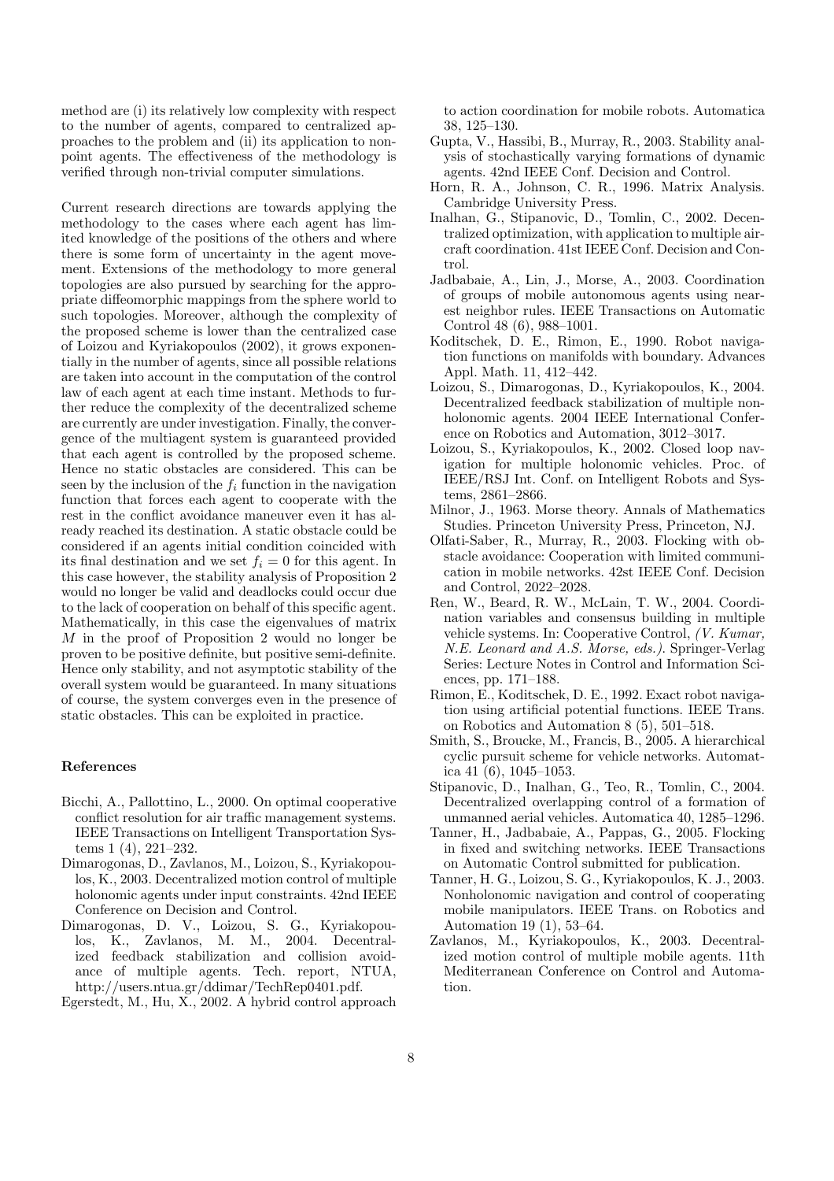method are (i) its relatively low complexity with respect to the number of agents, compared to centralized approaches to the problem and (ii) its application to non-point agents. The effectiveness of the methodology is verified through non-trivial computer simulations.

Current research directions are towards applying the methodology to the cases where each agent has limited knowledge of the positions of the others and where there is some form of uncertainty in the agent movement. Extensions of the methodology to more general topologies are also pursued by searching for the appropriate diffeomorphic mappings from the sphere world to such topologies. Moreover, although the complexity of the proposed scheme is lower than the centralized case of Loizou and Kyriakopoulos (2002), it grows exponentially in the number of agents, since all possible relations are taken into account in the computation of the control law of each agent at each time instant. Methods to further reduce the complexity of the decentralized scheme are currently are under investigation. Finally, the convergence of the multiagent system is guaranteed provided that each agent is controlled by the proposed scheme. Hence no static obstacles are considered. This can be seen by the inclusion of the $f_i$ function in the navigation function that forces each agent to cooperate with the rest in the conflict avoidance maneuver even it has already reached its destination. A static obstacle could be considered if an agents initial condition coincided with its final destination and we set $f_i = 0$ for this agent. In this case however, the stability analysis of Proposition 2 would no longer be valid and deadlocks could occur due to the lack of cooperation on behalf of this specific agent. Mathematically, in this case the eigenvalues of matrix $M$ in the proof of Proposition 2 would no longer be proven to be positive definite, but positive semi-definite. Hence only stability, and not asymptotic stability of the overall system would be guaranteed. In many situations of course, the system converges even in the presence of static obstacles. This can be exploited in practice.

#### References

Bicchi, A., Pallottino, L., 2000. On optimal cooperative conflict resolution for air traffic management systems. IEEE Transactions on Intelligent Transportation Systems 1 (4), 221–232.

Dimarogonas, D., Zavlanos, M., Loizou, S., Kyriakopoulos, K., 2003. Decentralized motion control of multiple holonomic agents under input constraints. 42nd IEEE Conference on Decision and Control.

Dimarogonas, D. V., Loizou, S. G., Kyriakopoulos, K., Zavlanos, M. M., 2004. Decentralized feedback stabilization and collision avoidance of multiple agents. Tech. report, NTUA, http://users.ntua.gr/ddimar/TechRep0401.pdf.

Egerstedt, M., Hu, X., 2002. A hybrid control approach to action coordination for mobile robots. Automatica 38, 125–130.

Gupta, V., Hassibi, B., Murray, R., 2003. Stability analysis of stochastically varying formations of dynamic agents. 42nd IEEE Conf. Decision and Control.

Horn, R. A., Johnson, C. R., 1996. Matrix Analysis. Cambridge University Press.

Inalhan, G., Stipanovic, D., Tomlin, C., 2002. Decentralized optimization, with application to multiple aircraft coordination. 41st IEEE Conf. Decision and Control.

Jadbabaie, A., Lin, J., Morse, A., 2003. Coordination of groups of mobile autonomous agents using nearest neighbor rules. IEEE Transactions on Automatic Control 48 (6), 988–1001.

Koditschek, D. E., Rimon, E., 1990. Robot navigation functions on manifolds with boundary. Advances Appl. Math. 11, 412–442.

Loizou, S., Dimarogonas, D., Kyriakopoulos, K., 2004. Decentralized feedback stabilization of multiple nonholonomic agents. 2004 IEEE International Conference on Robotics and Automation, 3012–3017.

Loizou, S., Kyriakopoulos, K., 2002. Closed loop navigation for multiple holonomic vehicles. Proc. of IEEE/RSJ Int. Conf. on Intelligent Robots and Systems, 2861–2866.

Milnor, J., 1963. Morse theory. Annals of Mathematics Studies. Princeton University Press, Princeton, NJ.

Olfati-Saber, R., Murray, R., 2003. Flocking with obstacle avoidance: Cooperation with limited communication in mobile networks. 42st IEEE Conf. Decision and Control, 2022–2028.

Ren, W., Beard, R. W., McLain, T. W., 2004. Coordination variables and consensus building in multiple vehicle systems. In: Cooperative Control, *(V. Kumar, N.E. Leonard and A.S. Morse, eds.)*. Springer-Verlag Series: Lecture Notes in Control and Information Sciences, pp. 171–188.

Rimon, E., Koditschek, D. E., 1992. Exact robot navigation using artificial potential functions. IEEE Trans. on Robotics and Automation 8 (5), 501–518.

Smith, S., Broucke, M., Francis, B., 2005. A hierarchical cyclic pursuit scheme for vehicle networks. Automatica 41 (6), 1045–1053.

Stipanovic, D., Inalhan, G., Teo, R., Tomlin, C., 2004. Decentralized overlapping control of a formation of unmanned aerial vehicles. Automatica 40, 1285–1296.

Tanner, H., Jadbabaie, A., Pappas, G., 2005. Flocking in fixed and switching networks. IEEE Transactions on Automatic Control submitted for publication.

Tanner, H. G., Loizou, S. G., Kyriakopoulos, K. J., 2003. Nonholonomic navigation and control of cooperating mobile manipulators. IEEE Trans. on Robotics and Automation 19 (1), 53–64.

Zavlanos, M., Kyriakopoulos, K., 2003. Decentralized motion control of multiple mobile agents. 11th Mediterranean Conference on Control and Automation.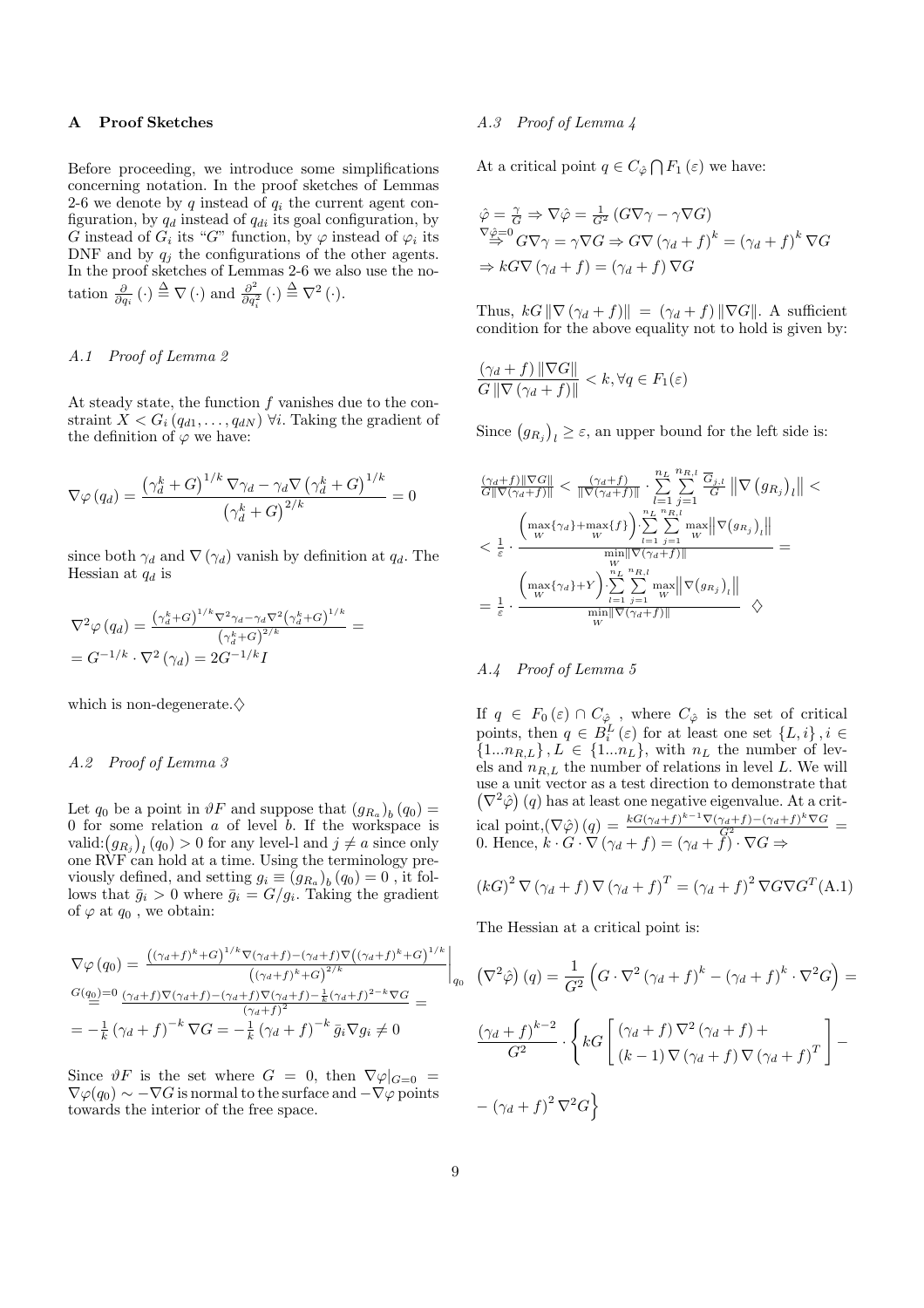## A Proof Sketches

Before proceeding, we introduce some simplifications concerning notation. In the proof sketches of Lemmas 2-6 we denote by $q$ instead of $q_i$ the current agent configuration, by $q_d$ instead of $q_{di}$ its goal configuration, by $G$ instead of $G_i$ its "$G$" function, by $\varphi$ instead of $\varphi_i$ its DNF and by $q_j$ the configurations of the other agents. In the proof sketches of Lemmas 2-6 we also use the notation $\frac{\partial}{\partial q_i}(\cdot) \triangleq \nabla(\cdot)$ and $\frac{\partial^2}{\partial q_i^2}(\cdot) \triangleq \nabla^2(\cdot)$.

### A.1 Proof of Lemma 2

At steady state, the function $f$ vanishes due to the constraint $X < G_i(q_{d1}, \ldots, q_{dN})\ \forall i$. Taking the gradient of the definition of $\varphi$ we have:

$$\nabla\varphi(q_d) = \frac{\left(\gamma_d^k + G\right)^{1/k} \nabla\gamma_d - \gamma_d \nabla\left(\gamma_d^k + G\right)^{1/k}}{\left(\gamma_d^k + G\right)^{2/k}} = 0$$

since both $\gamma_d$ and $\nabla(\gamma_d)$ vanish by definition at $q_d$. The Hessian at $q_d$ is

$$\nabla^2\varphi(q_d) = \frac{\left(\gamma_d^k+G\right)^{1/k}\nabla^2\gamma_d - \gamma_d\nabla^2\left(\gamma_d^k+G\right)^{1/k}}{\left(\gamma_d^k+G\right)^{2/k}} =$$
$$= G^{-1/k} \cdot \nabla^2(\gamma_d) = 2G^{-1/k} I$$

which is non-degenerate.$\diamondsuit$

### A.2 Proof of Lemma 3

Let $q_0$ be a point in $\vartheta F$ and suppose that $(g_{R_a})_b(q_0) = 0$ for some relation $a$ of level $b$. If the workspace is valid:$(g_{R_j})_l(q_0) > 0$ for any level-l and $j \neq a$ since only one RVF can hold at a time. Using the terminology previously defined, and setting $g_i \equiv (g_{R_a})_b(q_0) = 0$ , it follows that $\bar{g}_i > 0$ where $\bar{g}_i = G/g_i$. Taking the gradient of $\varphi$ at $q_0$ , we obtain:

$$\nabla\varphi(q_0) = \left.\frac{\left((\gamma_d+f)^k+G\right)^{1/k}\nabla(\gamma_d+f) - (\gamma_d+f)\nabla\left((\gamma_d+f)^k+G\right)^{1/k}}{\left((\gamma_d+f)^k+G\right)^{2/k}}\right|_{q_0}$$
$$\overset{G(q_0)=0}{=} \frac{(\gamma_d+f)\nabla(\gamma_d+f) - (\gamma_d+f)\nabla(\gamma_d+f) - \frac{1}{k}(\gamma_d+f)^{2-k}\nabla G}{(\gamma_d+f)^2} =$$
$$= -\frac{1}{k}(\gamma_d+f)^{-k}\nabla G = -\frac{1}{k}(\gamma_d+f)^{-k}\bar{g}_i\nabla g_i \neq 0$$

Since $\vartheta F$ is the set where $G = 0$, then $\nabla\varphi|_{G=0} = \nabla\varphi(q_0) \sim -\nabla G$ is normal to the surface and $-\nabla\varphi$ points towards the interior of the free space.

### A.3 Proof of Lemma 4

At a critical point $q \in C_{\hat{\varphi}} \bigcap F_1(\varepsilon)$ we have:

$$\hat{\varphi} = \tfrac{\gamma}{G} \Rightarrow \nabla\hat{\varphi} = \tfrac{1}{G^2}(G\nabla\gamma - \gamma\nabla G)$$
$$\overset{\nabla\hat{\varphi}=0}{\Rightarrow} G\nabla\gamma = \gamma\nabla G \Rightarrow G\nabla(\gamma_d+f)^k = (\gamma_d+f)^k\nabla G$$
$$\Rightarrow kG\nabla(\gamma_d+f) = (\gamma_d+f)\nabla G$$

Thus, $kG\|\nabla(\gamma_d+f)\| = (\gamma_d+f)\|\nabla G\|$. A sufficient condition for the above equality not to hold is given by:

$$\frac{(\gamma_d+f)\|\nabla G\|}{G\|\nabla(\gamma_d+f)\|} < k, \forall q \in F_1(\varepsilon)$$

Since $(g_{R_j})_l \geq \varepsilon$, an upper bound for the left side is:

$$\frac{(\gamma_d+f)\|\nabla G\|}{G\|\nabla(\gamma_d+f)\|} < \frac{(\gamma_d+f)}{\|\nabla(\gamma_d+f)\|} \cdot \sum_{l=1}^{n_L}\sum_{j=1}^{n_{R,l}} \frac{\overline{G}_{j,l}}{G}\left\|\nabla\left(g_{R_j}\right)_l\right\| <$$
$$< \frac{1}{\varepsilon} \cdot \frac{\left(\max\limits_W\{\gamma_d\} + \max\limits_W\{f\}\right) \cdot \sum\limits_{l=1}^{n_L}\sum\limits_{j=1}^{n_{R,l}} \max\limits_W\left\|\nabla\left(g_{R_j}\right)_l\right\|}{\min\limits_W\|\nabla(\gamma_d+f)\|} =$$
$$= \frac{1}{\varepsilon} \cdot \frac{\left(\max\limits_W\{\gamma_d\} + Y\right) \cdot \sum\limits_{l=1}^{n_L}\sum\limits_{j=1}^{n_{R,l}} \max\limits_W\left\|\nabla\left(g_{R_j}\right)_l\right\|}{\min\limits_W\|\nabla(\gamma_d+f)\|} \quad \diamondsuit$$

### A.4 Proof of Lemma 5

If $q \in F_0(\varepsilon) \cap C_{\hat{\varphi}}$ , where $C_{\hat{\varphi}}$ is the set of critical points, then $q \in B_i^L(\varepsilon)$ for at least one set $\{L,i\}, i \in \{1 \ldots n_{R,L}\}, L \in \{1 \ldots n_L\}$, with $n_L$ the number of levels and $n_{R,L}$ the number of relations in level $L$. We will use a unit vector as a test direction to demonstrate that $\left(\nabla^2\hat{\varphi}\right)(q)$ has at least one negative eigenvalue. At a critical point,$(\nabla\hat{\varphi})(q) = \frac{kG(\gamma_d+f)^{k-1}\nabla(\gamma_d+f) - (\gamma_d+f)^k\nabla G}{G^2} = 0$. Hence, $k \cdot G \cdot \nabla(\gamma_d+f) = (\gamma_d+f) \cdot \nabla G \Rightarrow$

$$(kG)^2\nabla(\gamma_d+f)\nabla(\gamma_d+f)^T = (\gamma_d+f)^2\nabla G\nabla G^T \quad \text{(A.1)}$$

The Hessian at a critical point is:

$$\left(\nabla^2\hat{\varphi}\right)(q) = \frac{1}{G^2}\left(G \cdot \nabla^2(\gamma_d+f)^k - (\gamma_d+f)^k \cdot \nabla^2 G\right) =$$
$$\frac{(\gamma_d+f)^{k-2}}{G^2} \cdot \left\{kG\begin{bmatrix}(\gamma_d+f)\nabla^2(\gamma_d+f) + \\ (k-1)\nabla(\gamma_d+f)\nabla(\gamma_d+f)^T\end{bmatrix} - \right.$$
$$\left. - (\gamma_d+f)^2\nabla^2 G\right\}$$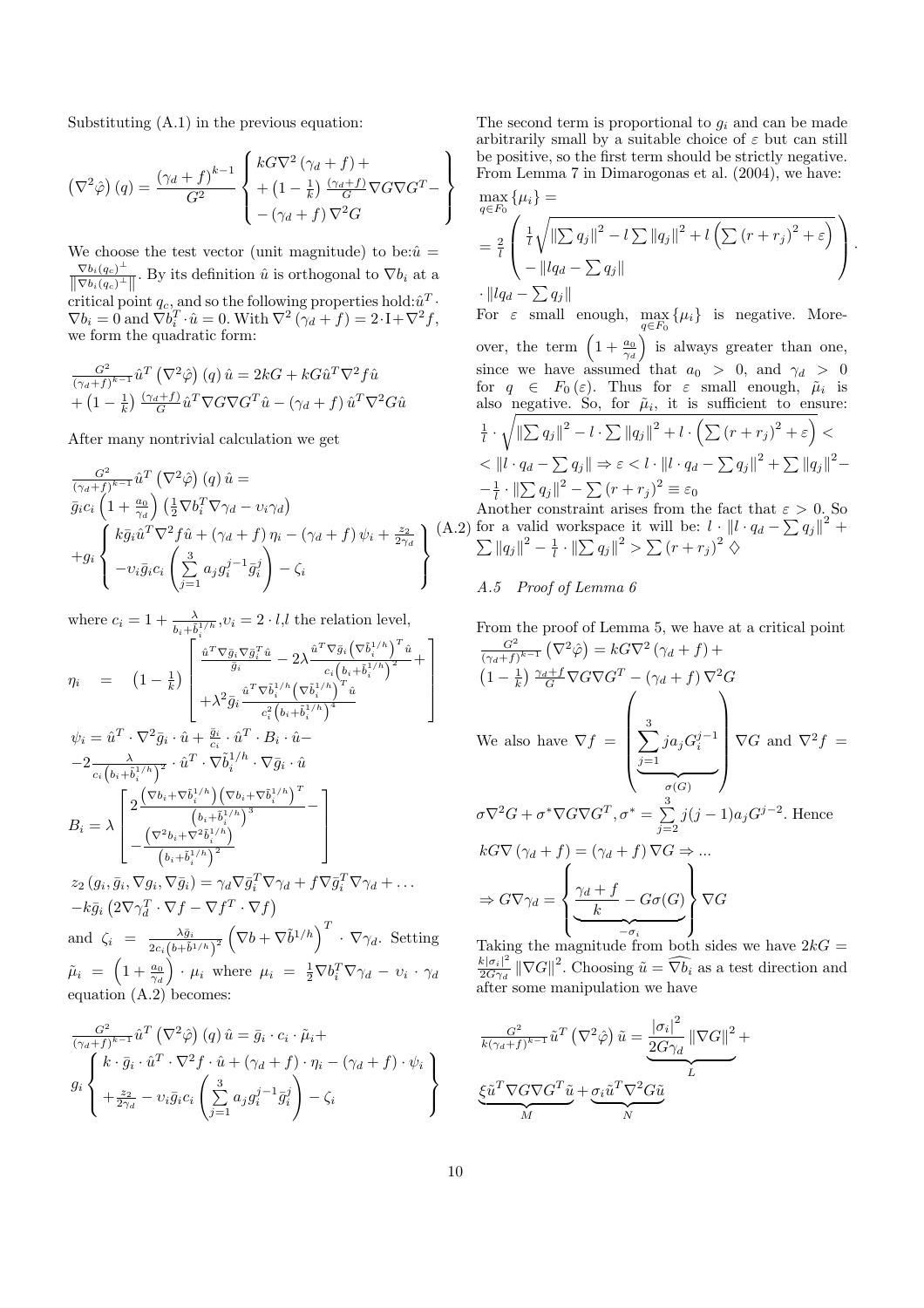Substituting (A.1) in the previous equation:

$$\left(\nabla^2\hat{\varphi}\right)(q) = \frac{(\gamma_d+f)^{k-1}}{G^2}\left\{\begin{array}{l} kG\nabla^2(\gamma_d+f) + \\ +\left(1-\frac{1}{k}\right)\frac{(\gamma_d+f)}{G}\nabla G\nabla G^T - \\ -(\gamma_d+f)\nabla^2 G \end{array}\right\}$$

We choose the test vector (unit magnitude) to be: $\hat{u} = \frac{\nabla b_i(q_c)^{\perp}}{\left\|\nabla b_i(q_c)^{\perp}\right\|}$. By its definition $\hat{u}$ is orthogonal to $\nabla b_i$ at a critical point $q_c$, and so the following properties hold: $\hat{u}^T \cdot \nabla b_i = 0$ and $\nabla b_i^T \cdot \hat{u} = 0$. With $\nabla^2(\gamma_d+f) = 2\cdot \mathrm{I} + \nabla^2 f$, we form the quadratic form:

$$\begin{array}{l}\frac{G^2}{(\gamma_d+f)^{k-1}}\hat{u}^T\left(\nabla^2\hat{\varphi}\right)(q)\hat{u} = 2kG + kG\hat{u}^T\nabla^2 f\hat{u} \\ +\left(1-\frac{1}{k}\right)\frac{(\gamma_d+f)}{G}\hat{u}^T\nabla G\nabla G^T\hat{u} - (\gamma_d+f)\hat{u}^T\nabla^2 G\hat{u}\end{array}$$

After many nontrivial calculation we get

$$\begin{array}{l}\frac{G^2}{(\gamma_d+f)^{k-1}}\hat{u}^T\left(\nabla^2\hat{\varphi}\right)(q)\hat{u} = \\ \bar{g}_i c_i\left(1+\frac{a_0}{\gamma_d}\right)\left(\frac{1}{2}\nabla b_i^T\nabla\gamma_d - \upsilon_i\gamma_d\right) \\ +g_i\left\{\begin{array}{l} k\bar{g}_i\hat{u}^T\nabla^2 f\hat{u} + (\gamma_d+f)\eta_i - (\gamma_d+f)\psi_i + \frac{z_2}{2\gamma_d} \\ -\upsilon_i\bar{g}_i c_i\left(\sum\limits_{j=1}^{3} a_j g_i^{j-1}\bar{g}_i^j\right) - \zeta_i \end{array}\right\}\end{array} \quad \text{(A.2)}$$

where $c_i = 1 + \frac{\lambda}{b_i + \tilde{b}_i^{1/h}}$, $\upsilon_i = 2\cdot l$, $l$ the relation level,

$$\eta_i = \left(1-\frac{1}{k}\right)\left[\begin{array}{l}\frac{\hat{u}^T\nabla\bar{g}_i\nabla\bar{g}_i^T\hat{u}}{\bar{g}_i} - 2\lambda\frac{\hat{u}^T\nabla\bar{g}_i\left(\nabla\tilde{b}_i^{1/h}\right)^T\hat{u}}{c_i\left(b_i+\tilde{b}_i^{1/h}\right)^2} + \\ +\lambda^2\bar{g}_i\frac{\hat{u}^T\nabla\tilde{b}_i^{1/h}\left(\nabla\tilde{b}_i^{1/h}\right)^T\hat{u}}{c_i^2\left(b_i+\tilde{b}_i^{1/h}\right)^4}\end{array}\right]$$

$$\begin{array}{l}\psi_i = \hat{u}^T\cdot\nabla^2\bar{g}_i\cdot\hat{u} + \frac{\bar{g}_i}{c_i}\cdot\hat{u}^T\cdot B_i\cdot\hat{u} - \\ -2\frac{\lambda}{c_i\left(b_i+\tilde{b}_i^{1/h}\right)^2}\cdot\hat{u}^T\cdot\nabla\tilde{b}_i^{1/h}\cdot\nabla\bar{g}_i\cdot\hat{u}\end{array}$$

$$B_i = \lambda\left[\begin{array}{l}2\frac{\left(\nabla b_i+\nabla\tilde{b}_i^{1/h}\right)\left(\nabla b_i+\nabla\tilde{b}_i^{1/h}\right)^T}{\left(b_i+\tilde{b}_i^{1/h}\right)^3} - \\ -\frac{\left(\nabla^2 b_i+\nabla^2\tilde{b}_i^{1/h}\right)}{\left(b_i+\tilde{b}_i^{1/h}\right)^2}\end{array}\right]$$

$$\begin{array}{l}z_2\left(g_i,\bar{g}_i,\nabla g_i,\nabla\bar{g}_i\right) = \gamma_d\nabla\bar{g}_i^T\nabla\gamma_d + f\nabla\bar{g}_i^T\nabla\gamma_d + \ldots \\ -k\bar{g}_i\left(2\nabla\gamma_d^T\cdot\nabla f - \nabla f^T\cdot\nabla f\right)\end{array}$$

and $\zeta_i = \frac{\lambda\bar{g}_i}{2c_i\left(b+\tilde{b}^{1/h}\right)^2}\left(\nabla b+\nabla\tilde{b}^{1/h}\right)^T\cdot\nabla\gamma_d$. Setting $\tilde{\mu}_i = \left(1+\frac{a_0}{\gamma_d}\right)\cdot\mu_i$ where $\mu_i = \frac{1}{2}\nabla b_i^T\nabla\gamma_d - \upsilon_i\cdot\gamma_d$ equation (A.2) becomes:

$$\begin{array}{l}\frac{G^2}{(\gamma_d+f)^{k-1}}\hat{u}^T\left(\nabla^2\hat{\varphi}\right)(q)\hat{u} = \bar{g}_i\cdot c_i\cdot\tilde{\mu}_i + \\ g_i\left\{\begin{array}{l}k\cdot\bar{g}_i\cdot\hat{u}^T\cdot\nabla^2 f\cdot\hat{u} + (\gamma_d+f)\cdot\eta_i - (\gamma_d+f)\cdot\psi_i \\ +\frac{z_2}{2\gamma_d} - \upsilon_i\bar{g}_i c_i\left(\sum\limits_{j=1}^{3}a_j g_i^{j-1}\bar{g}_i^j\right) - \zeta_i\end{array}\right\}\end{array}$$

The second term is proportional to $g_i$ and can be made arbitrarily small by a suitable choice of $\varepsilon$ but can still be positive, so the first term should be strictly negative. From Lemma 7 in Dimarogonas et al. (2004), we have:

$$\begin{array}{l}\max\limits_{q\in F_0}\{\mu_i\} = \\ = \frac{2}{l}\left(\begin{array}{l}\frac{1}{l}\sqrt{\left\|\sum q_j\right\|^2 - l\sum\left\|q_j\right\|^2 + l\left(\sum(r+r_j)^2+\varepsilon\right)} \\ -\left\|lq_d - \sum q_j\right\|\end{array}\right). \\ \cdot\left\|lq_d - \sum q_j\right\|\end{array}$$

For $\varepsilon$ small enough, $\max\limits_{q\in F_0}\{\mu_i\}$ is negative. Moreover, the term $\left(1+\frac{a_0}{\gamma_d}\right)$ is always greater than one, since we have assumed that $a_0 > 0$, and $\gamma_d > 0$ for $q \in F_0(\varepsilon)$. Thus for $\varepsilon$ small enough, $\tilde{\mu}_i$ is also negative. So, for $\tilde{\mu}_i$, it is sufficient to ensure:

$$\begin{array}{l}\frac{1}{l}\cdot\sqrt{\left\|\sum q_j\right\|^2 - l\cdot\sum\left\|q_j\right\|^2 + l\cdot\left(\sum(r+r_j)^2+\varepsilon\right)} < \\ < \left\|l\cdot q_d - \sum q_j\right\| \Rightarrow \varepsilon < l\cdot\left\|l\cdot q_d - \sum q_j\right\|^2 + \sum\left\|q_j\right\|^2 - \\ -\frac{1}{l}\cdot\left\|\sum q_j\right\|^2 - \sum(r+r_j)^2 \equiv \varepsilon_0\end{array}$$

Another constraint arises from the fact that $\varepsilon > 0$. So for a valid workspace it will be: $l\cdot\left\|l\cdot q_d - \sum q_j\right\|^2 + \sum\left\|q_j\right\|^2 - \frac{1}{l}\cdot\left\|\sum q_j\right\|^2 > \sum(r+r_j)^2$ ♢

### *A.5 Proof of Lemma 6*

From the proof of Lemma 5, we have at a critical point $\frac{G^2}{(\gamma_d+f)^{k-1}}\left(\nabla^2\hat{\varphi}\right) = kG\nabla^2(\gamma_d+f) + \left(1-\frac{1}{k}\right)\frac{\gamma_d+f}{G}\nabla G\nabla G^T - (\gamma_d+f)\nabla^2 G$

We also have $\nabla f = \Bigg(\underbrace{\sum\limits_{j=1}^{3} j a_j G_i^{j-1}}_{\sigma(G)}\Bigg)\nabla G$ and $\nabla^2 f = \sigma\nabla^2 G + \sigma^*\nabla G\nabla G^T, \sigma^* = \sum\limits_{j=2}^{3} j(j-1)a_j G^{j-2}$. Hence

$$kG\nabla(\gamma_d+f) = (\gamma_d+f)\nabla G \Rightarrow \ldots$$

$$\Rightarrow G\nabla\gamma_d = \Bigg\{\underbrace{\frac{\gamma_d+f}{k} - G\sigma(G)}_{-\sigma_i}\Bigg\}\nabla G$$

Taking the magnitude from both sides we have $2kG = \frac{k|\sigma_i|^2}{2G\gamma_d}\left\|\nabla G\right\|^2$. Choosing $\tilde{u} = \widehat{\nabla b_i}$ as a test direction and after some manipulation we have

$$\frac{G^2}{k(\gamma_d+f)^{k-1}}\tilde{u}^T\left(\nabla^2\hat{\varphi}\right)\tilde{u} = \underbrace{\frac{|\sigma_i|^2}{2G\gamma_d}\left\|\nabla G\right\|^2}_{L} + \underbrace{\xi\tilde{u}^T\nabla G\nabla G^T\tilde{u}}_{M} + \underbrace{\sigma_i\tilde{u}^T\nabla^2 G\tilde{u}}_{N}$$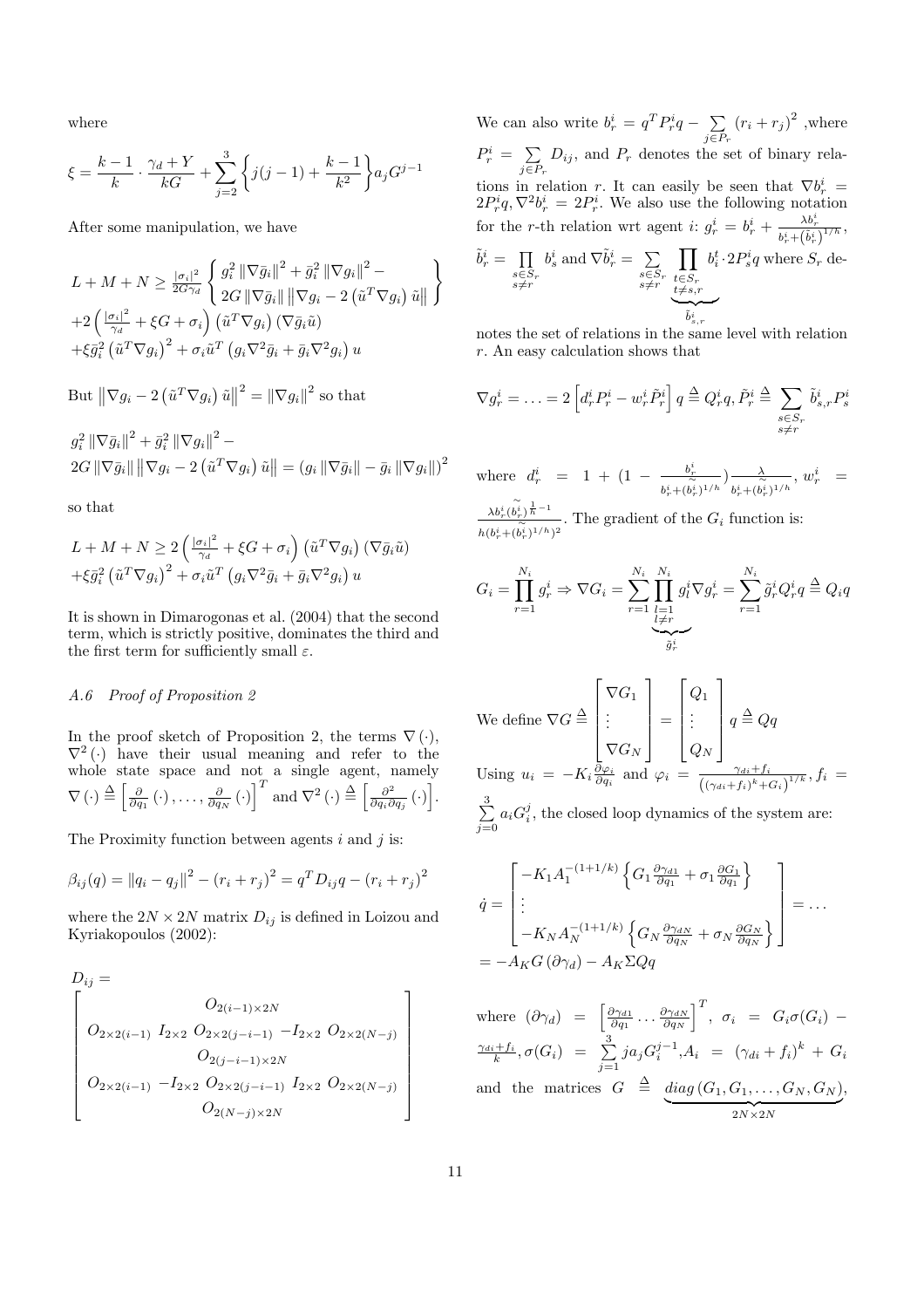where

$$\xi = \frac{k-1}{k} \cdot \frac{\gamma_d + Y}{kG} + \sum_{j=2}^{3} \left\{ j(j-1) + \frac{k-1}{k^2} \right\} a_j G^{j-1}$$

After some manipulation, we have

$$\begin{array}{l} L + M + N \geq \frac{|\sigma_i|^2}{2G\gamma_d} \left\{ \begin{array}{l} g_i^2 \left\| \nabla \bar{g}_i \right\|^2 + \bar{g}_i^2 \left\| \nabla g_i \right\|^2 - \\ 2G \left\| \nabla \bar{g}_i \right\| \left\| \nabla g_i - 2 \left( \tilde{u}^T \nabla g_i \right) \tilde{u} \right\| \end{array} \right\} \\ + 2 \left( \frac{|\sigma_i|^2}{\gamma_d} + \xi G + \sigma_i \right) \left( \tilde{u}^T \nabla g_i \right) \left( \nabla \bar{g}_i \tilde{u} \right) \\ + \xi \bar{g}_i^2 \left( \tilde{u}^T \nabla g_i \right)^2 + \sigma_i \tilde{u}^T \left( g_i \nabla^2 \bar{g}_i + \bar{g}_i \nabla^2 g_i \right) u \end{array}$$

But $\left\| \nabla g_i - 2 \left( \tilde{u}^T \nabla g_i \right) \tilde{u} \right\|^2 = \left\| \nabla g_i \right\|^2$ so that

$$\begin{array}{l} g_i^2 \left\| \nabla \bar{g}_i \right\|^2 + \bar{g}_i^2 \left\| \nabla g_i \right\|^2 - \\ 2G \left\| \nabla \bar{g}_i \right\| \left\| \nabla g_i - 2 \left( \tilde{u}^T \nabla g_i \right) \tilde{u} \right\| = \left( g_i \left\| \nabla \bar{g}_i \right\| - \bar{g}_i \left\| \nabla g_i \right\| \right)^2 \end{array}$$

so that

$$\begin{array}{l} L + M + N \geq 2 \left( \frac{|\sigma_i|^2}{\gamma_d} + \xi G + \sigma_i \right) \left( \tilde{u}^T \nabla g_i \right) \left( \nabla \bar{g}_i \tilde{u} \right) \\ + \xi \bar{g}_i^2 \left( \tilde{u}^T \nabla g_i \right)^2 + \sigma_i \tilde{u}^T \left( g_i \nabla^2 \bar{g}_i + \bar{g}_i \nabla^2 g_i \right) u \end{array}$$

It is shown in Dimarogonas et al. (2004) that the second term, which is strictly positive, dominates the third and the first term for sufficiently small $\varepsilon$.

### *A.6 Proof of Proposition 2*

In the proof sketch of Proposition 2, the terms $\nabla(\cdot)$, $\nabla^2(\cdot)$ have their usual meaning and refer to the whole state space and not a single agent, namely $\nabla(\cdot) \triangleq \left[ \frac{\partial}{\partial q_1}(\cdot), \ldots, \frac{\partial}{\partial q_N}(\cdot) \right]^T$ and $\nabla^2(\cdot) \triangleq \left[ \frac{\partial^2}{\partial q_i \partial q_j}(\cdot) \right]$.

The Proximity function between agents $i$ and $j$ is:

$$\beta_{ij}(q) = \left\| q_i - q_j \right\|^2 - (r_i + r_j)^2 = q^T D_{ij} q - (r_i + r_j)^2$$

where the $2N \times 2N$ matrix $D_{ij}$ is defined in Loizou and Kyriakopoulos (2002):

$$D_{ij} = \begin{bmatrix} O_{2(i-1) \times 2N} \\ O_{2 \times 2(i-1)} \;\; I_{2 \times 2} \;\; O_{2 \times 2(j-i-1)} \;\; -I_{2 \times 2} \;\; O_{2 \times 2(N-j)} \\ O_{2(j-i-1) \times 2N} \\ O_{2 \times 2(i-1)} \;\; -I_{2 \times 2} \;\; O_{2 \times 2(j-i-1)} \;\; I_{2 \times 2} \;\; O_{2 \times 2(N-j)} \\ O_{2(N-j) \times 2N} \end{bmatrix}$$

We can also write $b_r^i = q^T P_r^i q - \sum_{j \in P_r} (r_i + r_j)^2$ ,where $P_r^i = \sum_{j \in P_r} D_{ij}$, and $P_r$ denotes the set of binary relations in relation $r$. It can easily be seen that $\nabla b_r^i = 2P_r^i q, \nabla^2 b_r^i = 2P_r^i$. We also use the following notation for the $r$-th relation wrt agent $i$: $g_r^i = b_r^i + \frac{\lambda b_r^i}{b_r^i + \left( \tilde{b}_r^i \right)^{1/h}}$, $\tilde{b}_r^i = \prod_{\substack{s \in S_r \\ s \neq r}} b_s^i$ and $\nabla \tilde{b}_r^i = \sum_{\substack{s \in S_r \\ s \neq r}} \underbrace{\prod_{\substack{t \in S_r \\ t \neq s,r}} b_t^i}_{\tilde{b}_{s,r}^i} \cdot 2P_s^i q$ where $S_r$ denotes the set of relations in the same level with relation $r$. An easy calculation shows that

$$\nabla g_r^i = \ldots = 2 \left[ d_r^i P_r^i - w_r^i \tilde{P}_r^i \right] q \triangleq Q_r^i q, \tilde{P}_r^i \triangleq \sum_{\substack{s \in S_r \\ s \neq r}} \tilde{b}_{s,r}^i P_s^i$$

where $d_r^i = 1 + (1 - \frac{b_r^i}{b_r^i + (\tilde{b}_r^i)^{1/h}}) \frac{\lambda}{b_r^i + (\tilde{b}_r^i)^{1/h}}$, $w_r^i = \frac{\lambda b_r^i (\tilde{b}_r^i)^{\frac{1}{h} - 1}}{h (b_r^i + (\tilde{b}_r^i)^{1/h})^2}$. The gradient of the $G_i$ function is:

$$G_i = \prod_{r=1}^{N_i} g_r^i \Rightarrow \nabla G_i = \sum_{r=1}^{N_i} \underbrace{\prod_{\substack{l=1 \\ l \neq r}}^{N_i} g_l^i}_{\tilde{g}_r^i} \nabla g_r^i = \sum_{r=1}^{N_i} \tilde{g}_r^i Q_r^i q \triangleq Q_i q$$

We define $\nabla G \triangleq \begin{bmatrix} \nabla G_1 \\ \vdots \\ \nabla G_N \end{bmatrix} = \begin{bmatrix} Q_1 \\ \vdots \\ Q_N \end{bmatrix} q \triangleq Qq$

Using $u_i = -K_i \frac{\partial \varphi_i}{\partial q_i}$ and $\varphi_i = \frac{\gamma_{di} + f_i}{\left( (\gamma_{di} + f_i)^k + G_i \right)^{1/k}}, f_i = \sum_{j=0}^{3} a_i G_i^j$, the closed loop dynamics of the system are:

$$\begin{array}{l} \dot{q} = \begin{bmatrix} -K_1 A_1^{-(1+1/k)} \left\{ G_1 \frac{\partial \gamma_{d1}}{\partial q_1} + \sigma_1 \frac{\partial G_1}{\partial q_1} \right\} \\ \vdots \\ -K_N A_N^{-(1+1/k)} \left\{ G_N \frac{\partial \gamma_{dN}}{\partial q_N} + \sigma_N \frac{\partial G_N}{\partial q_N} \right\} \end{bmatrix} = \ldots \\ = -A_K G \left( \partial \gamma_d \right) - A_K \Sigma Q q \end{array}$$

where $(\partial \gamma_d) = \left[ \frac{\partial \gamma_{d1}}{\partial q_1} \ldots \frac{\partial \gamma_{dN}}{\partial q_N} \right]^T$, $\sigma_i = G_i \sigma(G_i) - \frac{\gamma_{di} + f_i}{k}, \sigma(G_i) = \sum_{j=1}^{3} j a_j G_i^{j-1}, A_i = (\gamma_{di} + f_i)^k + G_i$ and the matrices $G \triangleq \underbrace{diag\left( G_1, G_1, \ldots, G_N, G_N \right)}_{2N \times 2N}$,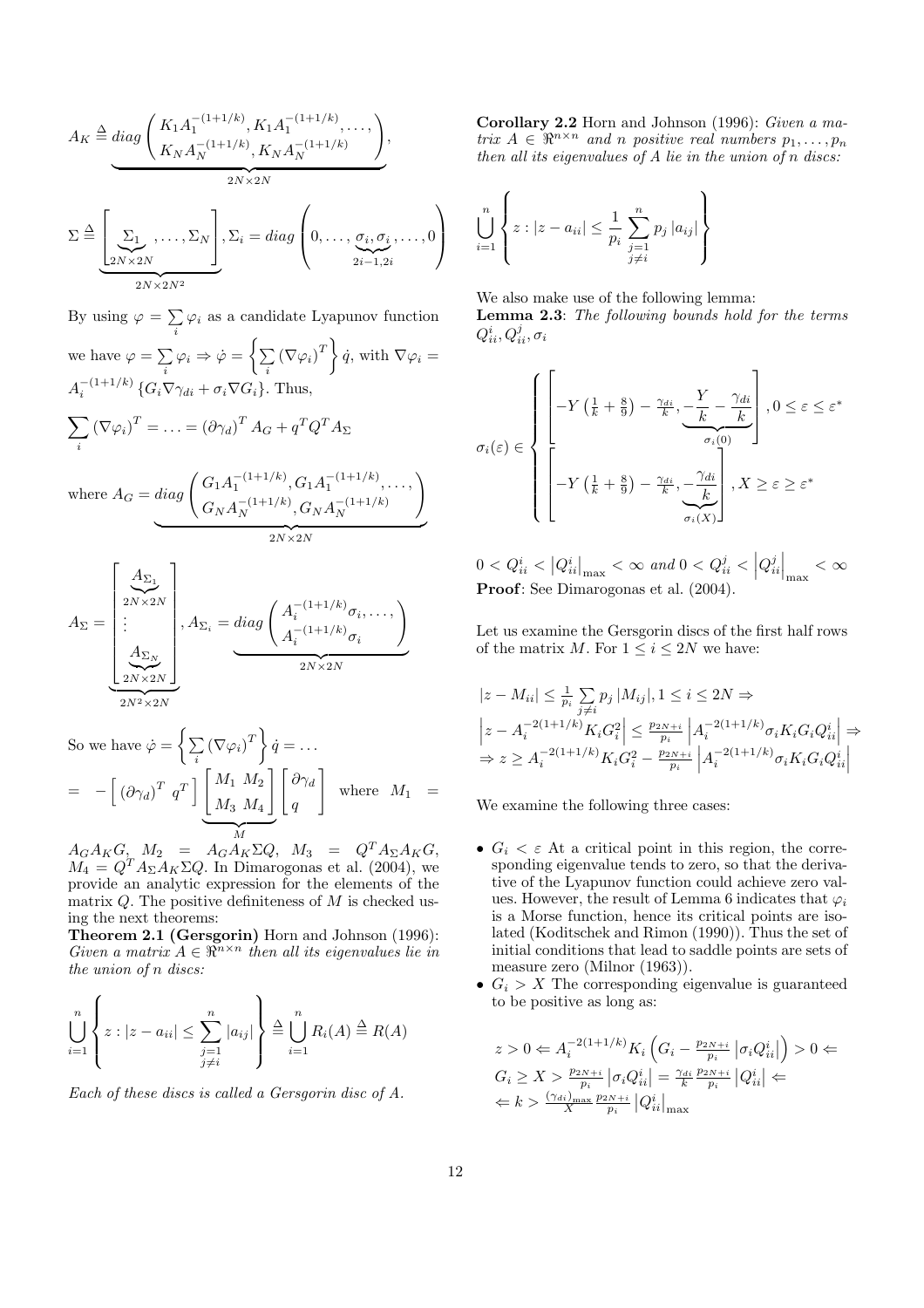$$A_K \triangleq \underbrace{diag\begin{pmatrix} K_1 A_1^{-(1+1/k)}, K_1 A_1^{-(1+1/k)}, \ldots, \\ K_N A_N^{-(1+1/k)}, K_N A_N^{-(1+1/k)} \end{pmatrix}}_{2N\times 2N},$$

$$\Sigma \triangleq \underbrace{\left[\underbrace{\Sigma_1}_{2N\times 2N}, \ldots, \Sigma_N\right]}_{2N\times 2N^2}, \Sigma_i = diag\left(0, \ldots, \underbrace{\sigma_i, \sigma_i}_{2i-1,2i}, \ldots, 0\right)$$

By using $\varphi = \sum_i \varphi_i$ as a candidate Lyapunov function we have $\varphi = \sum_i \varphi_i \Rightarrow \dot{\varphi} = \left\{\sum_i (\nabla\varphi_i)^T\right\} \dot{q}$, with $\nabla\varphi_i = A_i^{-(1+1/k)} \left\{G_i \nabla\gamma_{di} + \sigma_i \nabla G_i\right\}$. Thus,

$$\sum_i (\nabla\varphi_i)^T = \ldots = (\partial\gamma_d)^T A_G + q^T Q^T A_\Sigma$$

where $A_G = \underbrace{diag\begin{pmatrix} G_1 A_1^{-(1+1/k)}, G_1 A_1^{-(1+1/k)}, \ldots, \\ G_N A_N^{-(1+1/k)}, G_N A_N^{-(1+1/k)} \end{pmatrix}}_{2N\times 2N}$

$$A_\Sigma = \underbrace{\begin{bmatrix} \underbrace{A_{\Sigma_1}}_{2N\times 2N} \\ \vdots \\ \underbrace{A_{\Sigma_N}}_{2N\times 2N} \end{bmatrix}}_{2N^2\times 2N}, A_{\Sigma_i} = \underbrace{diag\begin{pmatrix} A_i^{-(1+1/k)}\sigma_i, \ldots, \\ A_i^{-(1+1/k)}\sigma_i \end{pmatrix}}_{2N\times 2N}$$

So we have $\dot{\varphi} = \left\{\sum_i (\nabla\varphi_i)^T\right\} \dot{q} = \ldots$

$= -\begin{bmatrix} (\partial\gamma_d)^T & q^T \end{bmatrix} \underbrace{\begin{bmatrix} M_1 & M_2 \\ M_3 & M_4 \end{bmatrix}}_{M} \begin{bmatrix} \partial\gamma_d \\ q \end{bmatrix}$ where $M_1 = A_G A_K G$, $M_2 = A_G A_K \Sigma Q$, $M_3 = Q^T A_\Sigma A_K G$, $M_4 = Q^T A_\Sigma A_K \Sigma Q$. In Dimarogonas et al. (2004), we provide an analytic expression for the elements of the matrix $Q$. The positive definiteness of $M$ is checked using the next theorems:

**Theorem 2.1 (Gersgorin)** Horn and Johnson (1996): *Given a matrix $A \in \Re^{n\times n}$ then all its eigenvalues lie in the union of n discs:*

$$\bigcup_{i=1}^{n} \left\{ z : |z - a_{ii}| \leq \sum_{\substack{j=1 \\ j\neq i}}^{n} |a_{ij}| \right\} \triangleq \bigcup_{i=1}^{n} R_i(A) \triangleq R(A)$$

*Each of these discs is called a Gersgorin disc of A.*

**Corollary 2.2** Horn and Johnson (1996): *Given a matrix $A \in \Re^{n\times n}$ and $n$ positive real numbers $p_1, \ldots, p_n$ then all its eigenvalues of A lie in the union of n discs:*

$$\bigcup_{i=1}^{n} \left\{ z : |z - a_{ii}| \leq \frac{1}{p_i} \sum_{\substack{j=1 \\ j\neq i}}^{n} p_j |a_{ij}| \right\}$$

We also make use of the following lemma:

**Lemma 2.3**: *The following bounds hold for the terms $Q_{ii}^i, Q_{ii}^j, \sigma_i$*

$$\sigma_i(\varepsilon) \in \begin{cases} \left[-Y\left(\frac{1}{k} + \frac{8}{9}\right) - \frac{\gamma_{di}}{k}, \underbrace{-\frac{Y}{k} - \frac{\gamma_{di}}{k}}_{\sigma_i(0)}\right], 0 \leq \varepsilon \leq \varepsilon^* \\ \left[-Y\left(\frac{1}{k} + \frac{8}{9}\right) - \frac{\gamma_{di}}{k}, \underbrace{-\frac{\gamma_{di}}{k}}_{\sigma_i(X)}\right], X \geq \varepsilon \geq \varepsilon^* \end{cases}$$

$0 < Q_{ii}^i < \left|Q_{ii}^i\right|_{\max} < \infty$ *and* $0 < Q_{ii}^j < \left|Q_{ii}^j\right|_{\max} < \infty$

**Proof**: See Dimarogonas et al. (2004).

Let us examine the Gersgorin discs of the first half rows of the matrix $M$. For $1 \leq i \leq 2N$ we have:

$$|z - M_{ii}| \leq \frac{1}{p_i} \sum_{j\neq i} p_j |M_{ij}|, 1 \leq i \leq 2N \Rightarrow$$
$$\left|z - A_i^{-2(1+1/k)} K_i G_i^2\right| \leq \frac{p_{2N+i}}{p_i} \left|A_i^{-2(1+1/k)} \sigma_i K_i G_i Q_{ii}^i\right| \Rightarrow$$
$$\Rightarrow z \geq A_i^{-2(1+1/k)} K_i G_i^2 - \frac{p_{2N+i}}{p_i} \left|A_i^{-2(1+1/k)} \sigma_i K_i G_i Q_{ii}^i\right|$$

We examine the following three cases:

- $G_i < \varepsilon$ At a critical point in this region, the corresponding eigenvalue tends to zero, so that the derivative of the Lyapunov function could achieve zero values. However, the result of Lemma 6 indicates that $\varphi_i$ is a Morse function, hence its critical points are isolated (Koditschek and Rimon (1990)). Thus the set of initial conditions that lead to saddle points are sets of measure zero (Milnor (1963)).
- $G_i > X$ The corresponding eigenvalue is guaranteed to be positive as long as:

$$z > 0 \Leftarrow A_i^{-2(1+1/k)} K_i \left(G_i - \frac{p_{2N+i}}{p_i} \left|\sigma_i Q_{ii}^i\right|\right) > 0 \Leftarrow$$
$$G_i \geq X > \frac{p_{2N+i}}{p_i} \left|\sigma_i Q_{ii}^i\right| = \frac{\gamma_{di}}{k} \frac{p_{2N+i}}{p_i} \left|Q_{ii}^i\right| \Leftarrow$$
$$\Leftarrow k > \frac{(\gamma_{di})_{\max}}{X} \frac{p_{2N+i}}{p_i} \left|Q_{ii}^i\right|_{\max}$$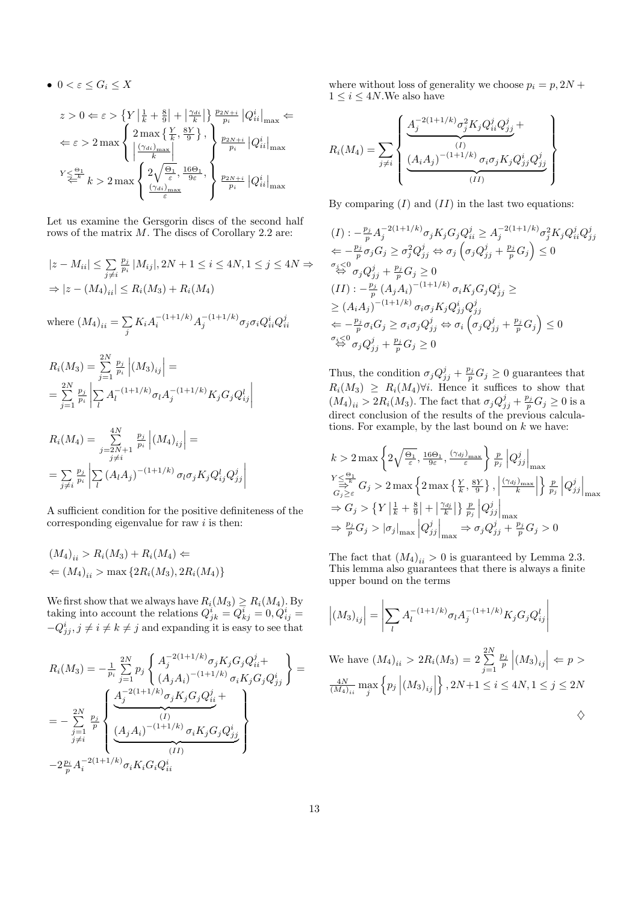- $0 < \varepsilon \leq G_i \leq X$

$$
\begin{aligned}
& z > 0 \Leftarrow \varepsilon > \left\{ Y \left| \tfrac{1}{k} + \tfrac{8}{9} \right| + \left| \tfrac{\gamma_{di}}{k} \right| \right\} \tfrac{p_{2N+i}}{p_i} \left| Q_{ii}^i \right|_{\max} \Leftarrow \\
& \Leftarrow \varepsilon > 2 \max \left\{ \begin{array}{c} 2 \max \left\{ \tfrac{Y}{k}, \tfrac{8Y}{9} \right\}, \\ \left| \tfrac{(\gamma_{di})_{\max}}{k} \right| \end{array} \right\} \tfrac{p_{2N+i}}{p_i} \left| Q_{ii}^i \right|_{\max} \\
& \overset{Y \leq \frac{\Theta_1}{k}}{\Leftarrow} k > 2 \max \left\{ \begin{array}{c} 2\sqrt{\tfrac{\Theta_1}{\varepsilon}}, \tfrac{16\Theta_1}{9\varepsilon}, \\ \tfrac{(\gamma_{di})_{\max}}{\varepsilon} \end{array} \right\} \tfrac{p_{2N+i}}{p_i} \left| Q_{ii}^i \right|_{\max}
\end{aligned}
$$

Let us examine the Gersgorin discs of the second half rows of the matrix $M$. The discs of Corollary 2.2 are:

$$
\begin{aligned}
& |z - M_{ii}| \leq \sum_{j \neq i} \tfrac{p_j}{p_i} |M_{ij}|, 2N+1 \leq i \leq 4N, 1 \leq j \leq 4N \Rightarrow \\
& \Rightarrow |z - (M_4)_{ii}| \leq R_i(M_3) + R_i(M_4)
\end{aligned}
$$

where $(M_4)_{ii} = \sum_j K_i A_i^{-(1+1/k)} A_j^{-(1+1/k)} \sigma_j \sigma_i Q_{ii}^i Q_{ii}^j$

$$
\begin{aligned}
R_i(M_3) &= \sum_{j=1}^{2N} \tfrac{p_j}{p_i} \left| (M_3)_{ij} \right| = \\
&= \sum_{j=1}^{2N} \tfrac{p_j}{p_i} \left| \sum_l A_l^{-(1+1/k)} \sigma_l A_j^{-(1+1/k)} K_j G_j Q_{ij}^l \right|
\end{aligned}
$$

$$
\begin{aligned}
R_i(M_4) &= \sum_{\substack{j=2N+1 \\ j \neq i}}^{4N} \tfrac{p_j}{p_i} \left| (M_4)_{ij} \right| = \\
&= \sum_{j \neq i} \tfrac{p_j}{p_i} \left| \sum_l (A_l A_j)^{-(1+1/k)} \sigma_l \sigma_j K_j Q_{ij}^l Q_{jj}^j \right|
\end{aligned}
$$

A sufficient condition for the positive definiteness of the corresponding eigenvalue for raw $i$ is then:

$$
\begin{aligned}
& (M_4)_{ii} > R_i(M_3) + R_i(M_4) \Leftarrow \\
& \Leftarrow (M_4)_{ii} > \max \{ 2R_i(M_3), 2R_i(M_4) \}
\end{aligned}
$$

We first show that we always have $R_i(M_3) \geq R_i(M_4)$. By taking into account the relations $Q_{jk}^i = Q_{kj}^i = 0, Q_{ij}^i = -Q_{jj}^i, j \neq i \neq k \neq j$ and expanding it is easy to see that

$$
\begin{aligned}
R_i(M_3) &= -\tfrac{1}{p_i} \sum_{j=1}^{2N} p_j \left\{ \begin{array}{c} A_j^{-2(1+1/k)} \sigma_j K_j G_j Q_{ii}^j + \\ (A_j A_i)^{-(1+1/k)} \sigma_i K_j G_j Q_{jj}^i \end{array} \right\} = \\
&= -\sum_{\substack{j=1 \\ j \neq i}}^{2N} \tfrac{p_j}{p} \left\{ \begin{array}{c} \underbrace{A_j^{-2(1+1/k)} \sigma_j K_j G_j Q_{ii}^j}_{(I)} + \\ \underbrace{(A_j A_i)^{-(1+1/k)} \sigma_i K_j G_j Q_{jj}^i}_{(II)} \end{array} \right\} \\
&\quad -2\tfrac{p_i}{p} A_i^{-2(1+1/k)} \sigma_i K_i G_i Q_{ii}^i
\end{aligned}
$$

where without loss of generality we choose $p_i = p, 2N+1 \leq i \leq 4N$. We also have

$$
R_i(M_4) = \sum_{j \neq i} \left\{ \begin{array}{c} \underbrace{A_j^{-2(1+1/k)} \sigma_j^2 K_j Q_{ii}^j Q_{jj}^j}_{(I)} + \\ \underbrace{(A_i A_j)^{-(1+1/k)} \sigma_i \sigma_j K_j Q_{jj}^i Q_{jj}^j}_{(II)} \end{array} \right\}
$$

By comparing $(I)$ and $(II)$ in the last two equations:

$$
\begin{aligned}
& (I): -\tfrac{p_j}{p} A_j^{-2(1+1/k)} \sigma_j K_j G_j Q_{ii}^j \geq A_j^{-2(1+1/k)} \sigma_j^2 K_j Q_{ii}^j Q_{jj}^j \\
& \Leftarrow -\tfrac{p_j}{p} \sigma_j G_j \geq \sigma_j^2 Q_{jj}^j \Leftrightarrow \sigma_j \left( \sigma_j Q_{jj}^j + \tfrac{p_j}{p} G_j \right) \leq 0 \\
& \overset{\sigma_j < 0}{\Leftrightarrow} \sigma_j Q_{jj}^j + \tfrac{p_j}{p} G_j \geq 0 \\
& (II): -\tfrac{p_j}{p} (A_j A_i)^{-(1+1/k)} \sigma_i K_j G_j Q_{jj}^i \geq \\
& \geq (A_i A_j)^{-(1+1/k)} \sigma_i \sigma_j K_j Q_{jj}^i Q_{jj}^j \\
& \Leftarrow -\tfrac{p_j}{p} \sigma_i G_j \geq \sigma_i \sigma_j Q_{jj}^j \Leftrightarrow \sigma_i \left( \sigma_j Q_{jj}^j + \tfrac{p_j}{p} G_j \right) \leq 0 \\
& \overset{\sigma_i \leq 0}{\Leftrightarrow} \sigma_j Q_{jj}^j + \tfrac{p_j}{p} G_j \geq 0
\end{aligned}
$$

Thus, the condition $\sigma_j Q_{jj}^j + \frac{p_j}{p} G_j \geq 0$ guarantees that $R_i(M_3) \geq R_i(M_4) \forall i$. Hence it suffices to show that $(M_4)_{ii} > 2R_i(M_3)$. The fact that $\sigma_j Q_{jj}^j + \frac{p_j}{p} G_j \geq 0$ is a direct conclusion of the results of the previous calculations. For example, by the last bound on $k$ we have:

$$
\begin{aligned}
& k > 2 \max \left\{ 2\sqrt{\tfrac{\Theta_1}{\varepsilon}}, \tfrac{16\Theta_1}{9\varepsilon}, \tfrac{(\gamma_{dj})_{\max}}{\varepsilon} \right\} \tfrac{p}{p_j} \left| Q_{jj}^j \right|_{\max} \\
& \underset{G_j \geq \varepsilon}{\overset{Y \leq \frac{\Theta_1}{k}}{\Rightarrow}} G_j > 2 \max \left\{ 2 \max \left\{ \tfrac{Y}{k}, \tfrac{8Y}{9} \right\}, \left| \tfrac{(\gamma_{dj})_{\max}}{k} \right| \right\} \tfrac{p}{p_j} \left| Q_{jj}^j \right|_{\max} \\
& \Rightarrow G_j > \left\{ Y \left| \tfrac{1}{k} + \tfrac{8}{9} \right| + \left| \tfrac{\gamma_{dj}}{k} \right| \right\} \tfrac{p}{p_j} \left| Q_{jj}^j \right|_{\max} \\
& \Rightarrow \tfrac{p_j}{p} G_j > |\sigma_j|_{\max} \left| Q_{jj}^j \right|_{\max} \Rightarrow \sigma_j Q_{jj}^j + \tfrac{p_j}{p} G_j > 0
\end{aligned}
$$

The fact that $(M_4)_{ii} > 0$ is guaranteed by Lemma 2.3. This lemma also guarantees that there is always a finite upper bound on the terms

$$
\left| (M_3)_{ij} \right| = \left| \sum_l A_l^{-(1+1/k)} \sigma_l A_j^{-(1+1/k)} K_j G_j Q_{ij}^l \right|
$$

We have $(M_4)_{ii} > 2R_i(M_3) = 2 \sum_{j=1}^{2N} \frac{p_j}{p} \left| (M_3)_{ij} \right| \Leftarrow p > \frac{4N}{(M_4)_{ii}} \max_j \left\{ p_j \left| (M_3)_{ij} \right| \right\}, 2N+1 \leq i \leq 4N, 1 \leq j \leq 2N$

$\diamondsuit$